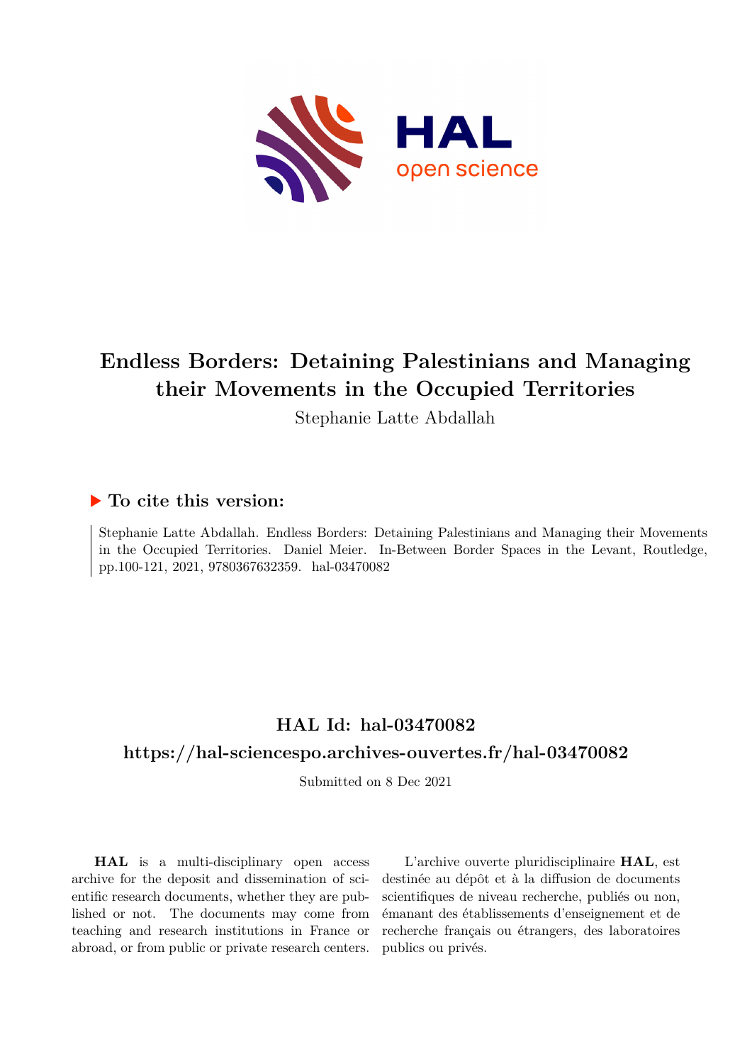# Endless Borders: Detaining Palestinians and Managing their Movements in the Occupied Territories

Stephanie Latte Abdallah

## ▶ To cite this version:

Stephanie Latte Abdallah. Endless Borders: Detaining Palestinians and Managing their Movements in the Occupied Territories. Daniel Meier. In-Between Border Spaces in the Levant, Routledge, pp.100-121, 2021, 9780367632359. hal-03470082

## HAL Id: hal-03470082

## https://hal-sciencespo.archives-ouvertes.fr/hal-03470082

Submitted on 8 Dec 2021

**HAL** is a multi-disciplinary open access archive for the deposit and dissemination of scientific research documents, whether they are published or not. The documents may come from teaching and research institutions in France or abroad, or from public or private research centers.

L'archive ouverte pluridisciplinaire **HAL**, est destinée au dépôt et à la diffusion de documents scientifiques de niveau recherche, publiés ou non, émanant des établissements d'enseignement et de recherche français ou étrangers, des laboratoires publics ou privés.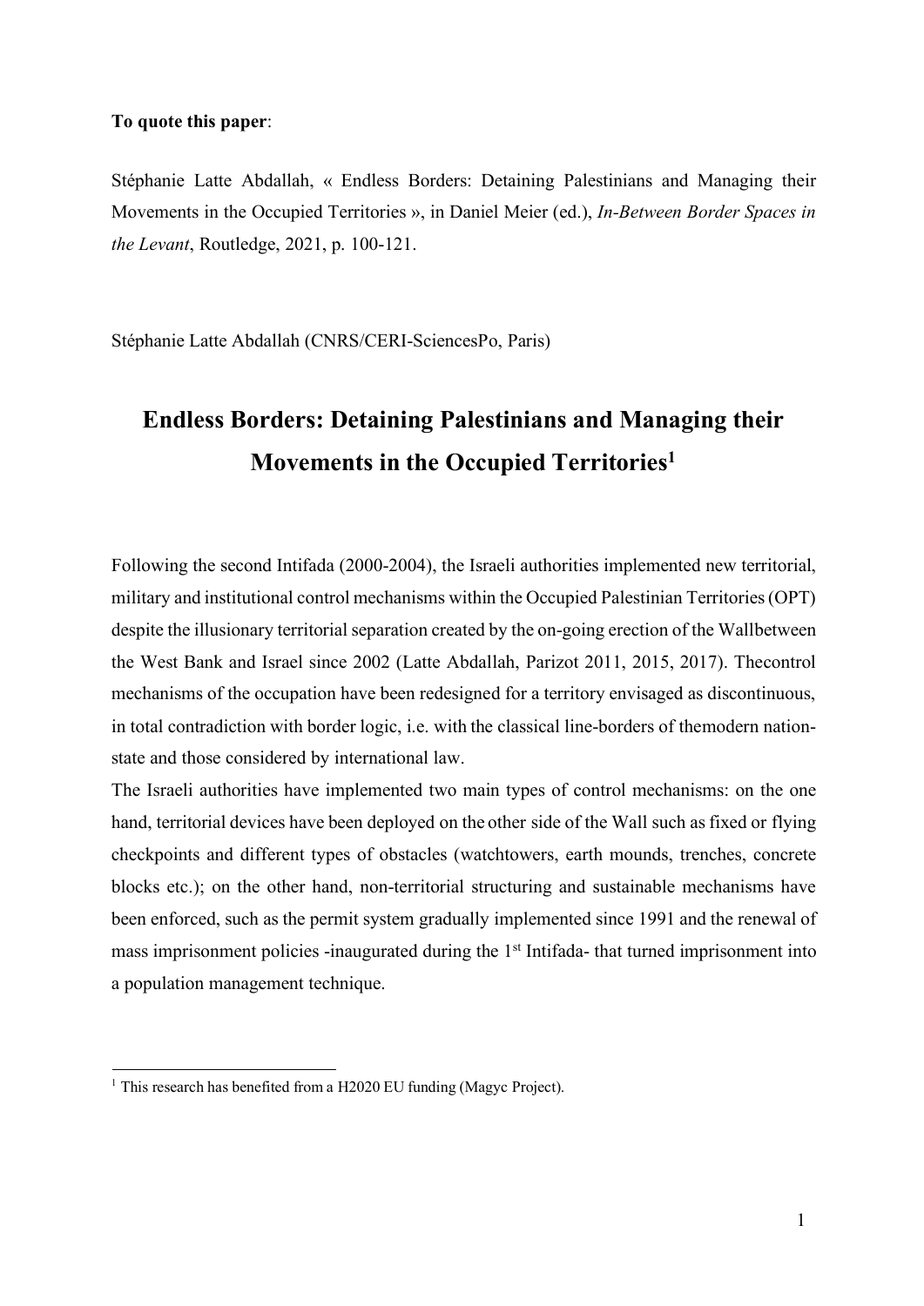**To quote this paper**:

Stéphanie Latte Abdallah, « Endless Borders: Detaining Palestinians and Managing their Movements in the Occupied Territories », in Daniel Meier (ed.), *In-Between Border Spaces in the Levant*, Routledge, 2021, p. 100-121.

Stéphanie Latte Abdallah (CNRS/CERI-SciencesPo, Paris)

# Endless Borders: Detaining Palestinians and Managing their Movements in the Occupied Territories[1]

Following the second Intifada (2000-2004), the Israeli authorities implemented new territorial, military and institutional control mechanisms within the Occupied Palestinian Territories (OPT) despite the illusionary territorial separation created by the on-going erection of the Wallbetween the West Bank and Israel since 2002 (Latte Abdallah, Parizot 2011, 2015, 2017). Thecontrol mechanisms of the occupation have been redesigned for a territory envisaged as discontinuous, in total contradiction with border logic, i.e. with the classical line-borders of themodern nation-state and those considered by international law.

The Israeli authorities have implemented two main types of control mechanisms: on the one hand, territorial devices have been deployed on the other side of the Wall such as fixed or flying checkpoints and different types of obstacles (watchtowers, earth mounds, trenches, concrete blocks etc.); on the other hand, non-territorial structuring and sustainable mechanisms have been enforced, such as the permit system gradually implemented since 1991 and the renewal of mass imprisonment policies -inaugurated during the 1st Intifada- that turned imprisonment into a population management technique.

[1] This research has benefited from a H2020 EU funding (Magyc Project).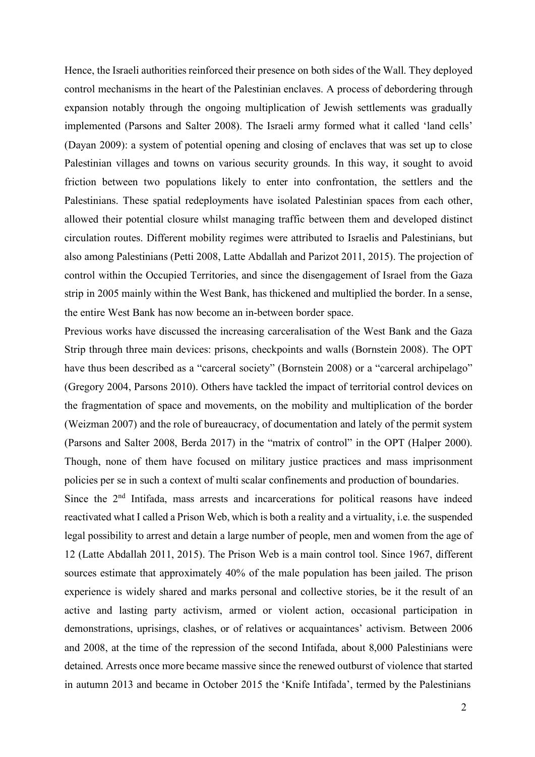Hence, the Israeli authorities reinforced their presence on both sides of the Wall. They deployed control mechanisms in the heart of the Palestinian enclaves. A process of debordering through expansion notably through the ongoing multiplication of Jewish settlements was gradually implemented (Parsons and Salter 2008). The Israeli army formed what it called 'land cells' (Dayan 2009): a system of potential opening and closing of enclaves that was set up to close Palestinian villages and towns on various security grounds. In this way, it sought to avoid friction between two populations likely to enter into confrontation, the settlers and the Palestinians. These spatial redeployments have isolated Palestinian spaces from each other, allowed their potential closure whilst managing traffic between them and developed distinct circulation routes. Different mobility regimes were attributed to Israelis and Palestinians, but also among Palestinians (Petti 2008, Latte Abdallah and Parizot 2011, 2015). The projection of control within the Occupied Territories, and since the disengagement of Israel from the Gaza strip in 2005 mainly within the West Bank, has thickened and multiplied the border. In a sense, the entire West Bank has now become an in-between border space.

Previous works have discussed the increasing carceralisation of the West Bank and the Gaza Strip through three main devices: prisons, checkpoints and walls (Bornstein 2008). The OPT have thus been described as a "carceral society" (Bornstein 2008) or a "carceral archipelago" (Gregory 2004, Parsons 2010). Others have tackled the impact of territorial control devices on the fragmentation of space and movements, on the mobility and multiplication of the border (Weizman 2007) and the role of bureaucracy, of documentation and lately of the permit system (Parsons and Salter 2008, Berda 2017) in the "matrix of control" in the OPT (Halper 2000). Though, none of them have focused on military justice practices and mass imprisonment policies per se in such a context of multi scalar confinements and production of boundaries.

Since the 2nd Intifada, mass arrests and incarcerations for political reasons have indeed reactivated what I called a Prison Web, which is both a reality and a virtuality, i.e. the suspended legal possibility to arrest and detain a large number of people, men and women from the age of 12 (Latte Abdallah 2011, 2015). The Prison Web is a main control tool. Since 1967, different sources estimate that approximately 40% of the male population has been jailed. The prison experience is widely shared and marks personal and collective stories, be it the result of an active and lasting party activism, armed or violent action, occasional participation in demonstrations, uprisings, clashes, or of relatives or acquaintances' activism. Between 2006 and 2008, at the time of the repression of the second Intifada, about 8,000 Palestinians were detained. Arrests once more became massive since the renewed outburst of violence that started in autumn 2013 and became in October 2015 the 'Knife Intifada', termed by the Palestinians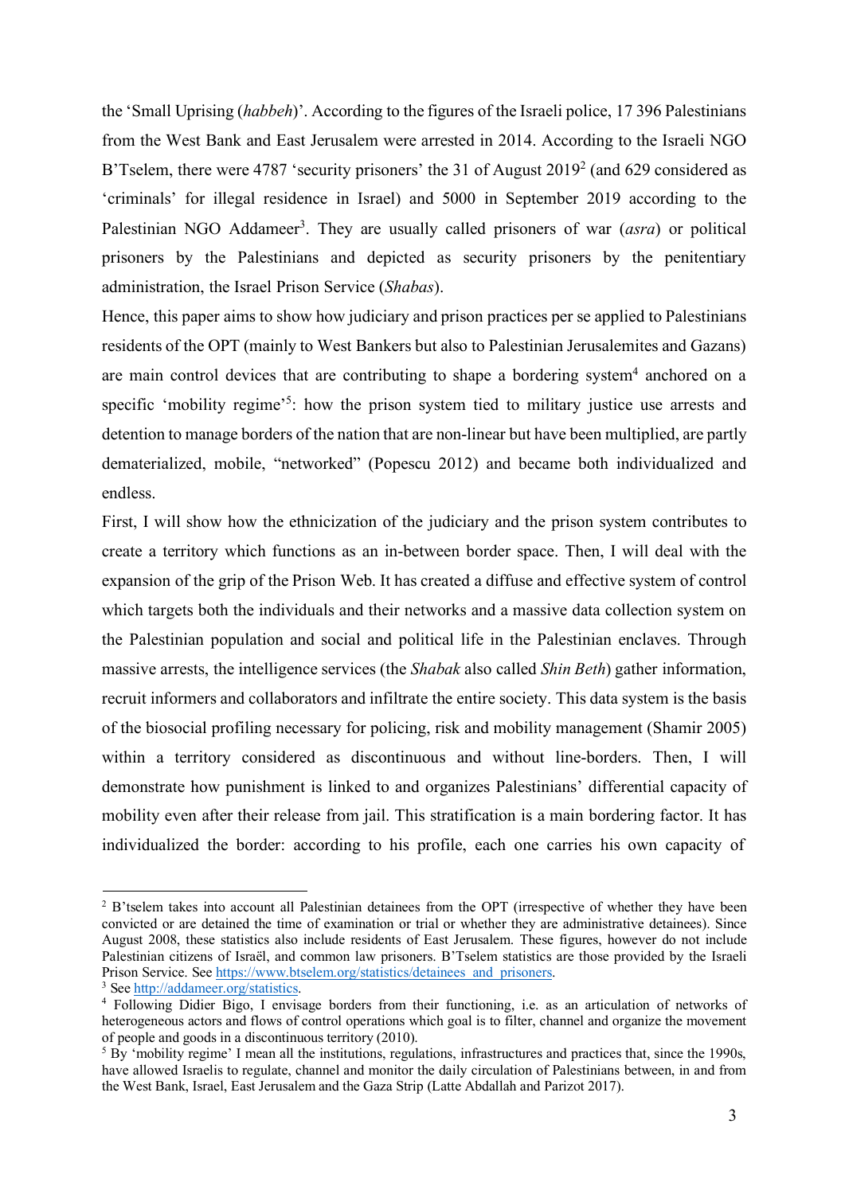the 'Small Uprising (*habbeh*)'. According to the figures of the Israeli police, 17 396 Palestinians from the West Bank and East Jerusalem were arrested in 2014. According to the Israeli NGO B'Tselem, there were 4787 'security prisoners' the 31 of August 2019[2] (and 629 considered as 'criminals' for illegal residence in Israel) and 5000 in September 2019 according to the Palestinian NGO Addameer[3]. They are usually called prisoners of war (*asra*) or political prisoners by the Palestinians and depicted as security prisoners by the penitentiary administration, the Israel Prison Service (*Shabas*).

Hence, this paper aims to show how judiciary and prison practices per se applied to Palestinians residents of the OPT (mainly to West Bankers but also to Palestinian Jerusalemites and Gazans) are main control devices that are contributing to shape a bordering system[4] anchored on a specific 'mobility regime'[5]: how the prison system tied to military justice use arrests and detention to manage borders of the nation that are non-linear but have been multiplied, are partly dematerialized, mobile, "networked" (Popescu 2012) and became both individualized and endless.

First, I will show how the ethnicization of the judiciary and the prison system contributes to create a territory which functions as an in-between border space. Then, I will deal with the expansion of the grip of the Prison Web. It has created a diffuse and effective system of control which targets both the individuals and their networks and a massive data collection system on the Palestinian population and social and political life in the Palestinian enclaves. Through massive arrests, the intelligence services (the *Shabak* also called *Shin Beth*) gather information, recruit informers and collaborators and infiltrate the entire society. This data system is the basis of the biosocial profiling necessary for policing, risk and mobility management (Shamir 2005) within a territory considered as discontinuous and without line-borders. Then, I will demonstrate how punishment is linked to and organizes Palestinians' differential capacity of mobility even after their release from jail. This stratification is a main bordering factor. It has individualized the border: according to his profile, each one carries his own capacity of

---

[2] B'tselem takes into account all Palestinian detainees from the OPT (irrespective of whether they have been convicted or are detained the time of examination or trial or whether they are administrative detainees). Since August 2008, these statistics also include residents of East Jerusalem. These figures, however do not include Palestinian citizens of Israël, and common law prisoners. B'Tselem statistics are those provided by the Israeli Prison Service. See https://www.btselem.org/statistics/detainees_and_prisoners.

[3] See http://addameer.org/statistics.

[4] Following Didier Bigo, I envisage borders from their functioning, i.e. as an articulation of networks of heterogeneous actors and flows of control operations which goal is to filter, channel and organize the movement of people and goods in a discontinuous territory (2010).

[5] By 'mobility regime' I mean all the institutions, regulations, infrastructures and practices that, since the 1990s, have allowed Israelis to regulate, channel and monitor the daily circulation of Palestinians between, in and from the West Bank, Israel, East Jerusalem and the Gaza Strip (Latte Abdallah and Parizot 2017).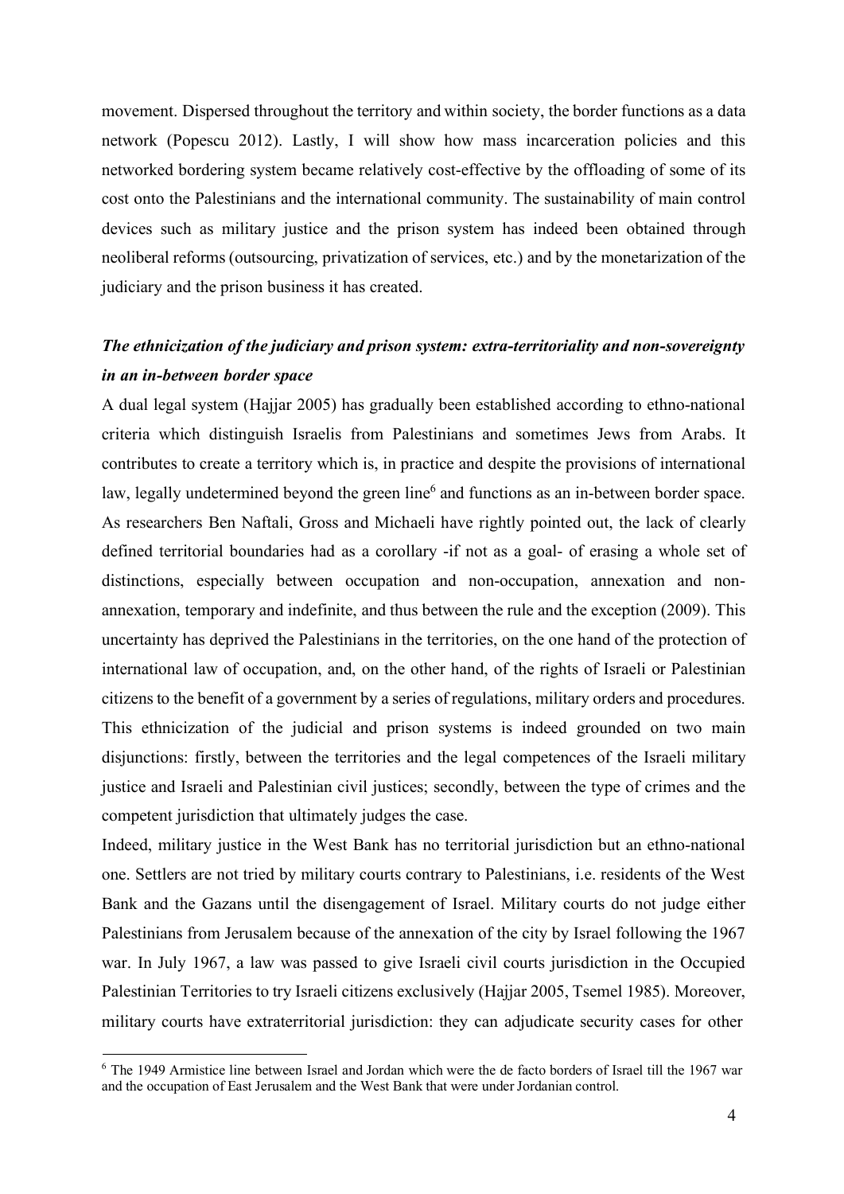movement. Dispersed throughout the territory and within society, the border functions as a data network (Popescu 2012). Lastly, I will show how mass incarceration policies and this networked bordering system became relatively cost-effective by the offloading of some of its cost onto the Palestinians and the international community. The sustainability of main control devices such as military justice and the prison system has indeed been obtained through neoliberal reforms (outsourcing, privatization of services, etc.) and by the monetarization of the judiciary and the prison business it has created.

### *The ethnicization of the judiciary and prison system: extra-territoriality and non-sovereignty in an in-between border space*

A dual legal system (Hajjar 2005) has gradually been established according to ethno-national criteria which distinguish Israelis from Palestinians and sometimes Jews from Arabs. It contributes to create a territory which is, in practice and despite the provisions of international law, legally undetermined beyond the green line[6] and functions as an in-between border space. As researchers Ben Naftali, Gross and Michaeli have rightly pointed out, the lack of clearly defined territorial boundaries had as a corollary -if not as a goal- of erasing a whole set of distinctions, especially between occupation and non-occupation, annexation and non-annexation, temporary and indefinite, and thus between the rule and the exception (2009). This uncertainty has deprived the Palestinians in the territories, on the one hand of the protection of international law of occupation, and, on the other hand, of the rights of Israeli or Palestinian citizens to the benefit of a government by a series of regulations, military orders and procedures. This ethnicization of the judicial and prison systems is indeed grounded on two main disjunctions: firstly, between the territories and the legal competences of the Israeli military justice and Israeli and Palestinian civil justices; secondly, between the type of crimes and the competent jurisdiction that ultimately judges the case.

Indeed, military justice in the West Bank has no territorial jurisdiction but an ethno-national one. Settlers are not tried by military courts contrary to Palestinians, i.e. residents of the West Bank and the Gazans until the disengagement of Israel. Military courts do not judge either Palestinians from Jerusalem because of the annexation of the city by Israel following the 1967 war. In July 1967, a law was passed to give Israeli civil courts jurisdiction in the Occupied Palestinian Territories to try Israeli citizens exclusively (Hajjar 2005, Tsemel 1985). Moreover, military courts have extraterritorial jurisdiction: they can adjudicate security cases for other

[6] The 1949 Armistice line between Israel and Jordan which were the de facto borders of Israel till the 1967 war and the occupation of East Jerusalem and the West Bank that were under Jordanian control.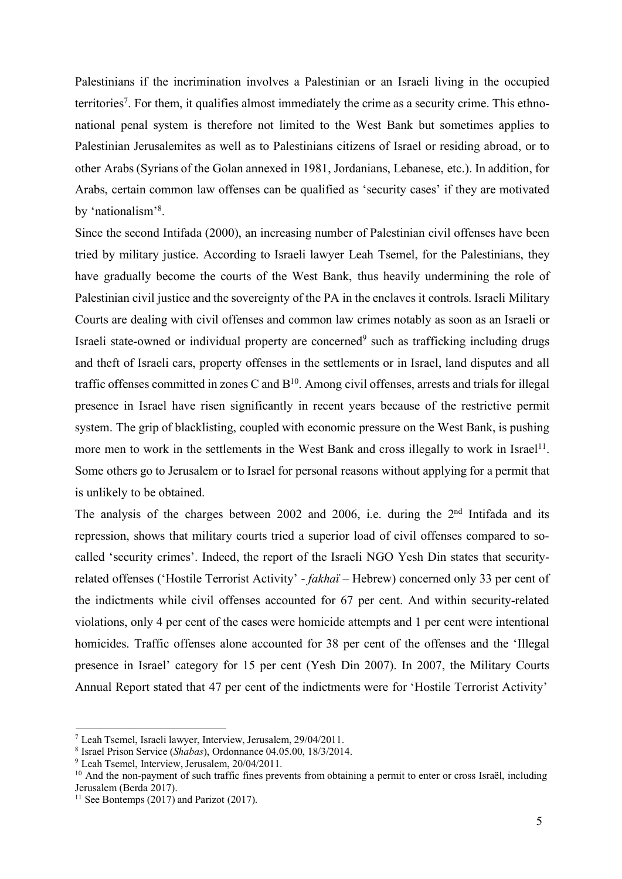Palestinians if the incrimination involves a Palestinian or an Israeli living in the occupied territories[7]. For them, it qualifies almost immediately the crime as a security crime. This ethno-national penal system is therefore not limited to the West Bank but sometimes applies to Palestinian Jerusalemites as well as to Palestinians citizens of Israel or residing abroad, or to other Arabs (Syrians of the Golan annexed in 1981, Jordanians, Lebanese, etc.). In addition, for Arabs, certain common law offenses can be qualified as 'security cases' if they are motivated by 'nationalism'[8].

Since the second Intifada (2000), an increasing number of Palestinian civil offenses have been tried by military justice. According to Israeli lawyer Leah Tsemel, for the Palestinians, they have gradually become the courts of the West Bank, thus heavily undermining the role of Palestinian civil justice and the sovereignty of the PA in the enclaves it controls. Israeli Military Courts are dealing with civil offenses and common law crimes notably as soon as an Israeli or Israeli state-owned or individual property are concerned[9] such as trafficking including drugs and theft of Israeli cars, property offenses in the settlements or in Israel, land disputes and all traffic offenses committed in zones C and B[10]. Among civil offenses, arrests and trials for illegal presence in Israel have risen significantly in recent years because of the restrictive permit system. The grip of blacklisting, coupled with economic pressure on the West Bank, is pushing more men to work in the settlements in the West Bank and cross illegally to work in Israel[11]. Some others go to Jerusalem or to Israel for personal reasons without applying for a permit that is unlikely to be obtained.

The analysis of the charges between 2002 and 2006, i.e. during the 2nd Intifada and its repression, shows that military courts tried a superior load of civil offenses compared to so-called 'security crimes'. Indeed, the report of the Israeli NGO Yesh Din states that security-related offenses ('Hostile Terrorist Activity' - *fakhaï* – Hebrew) concerned only 33 per cent of the indictments while civil offenses accounted for 67 per cent. And within security-related violations, only 4 per cent of the cases were homicide attempts and 1 per cent were intentional homicides. Traffic offenses alone accounted for 38 per cent of the offenses and the 'Illegal presence in Israel' category for 15 per cent (Yesh Din 2007). In 2007, the Military Courts Annual Report stated that 47 per cent of the indictments were for 'Hostile Terrorist Activity'

---

[7] Leah Tsemel, Israeli lawyer, Interview, Jerusalem, 29/04/2011.

[8] Israel Prison Service (*Shabas*), Ordonnance 04.05.00, 18/3/2014.

[9] Leah Tsemel, Interview, Jerusalem, 20/04/2011.

[10] And the non-payment of such traffic fines prevents from obtaining a permit to enter or cross Israël, including Jerusalem (Berda 2017).

[11] See Bontemps (2017) and Parizot (2017).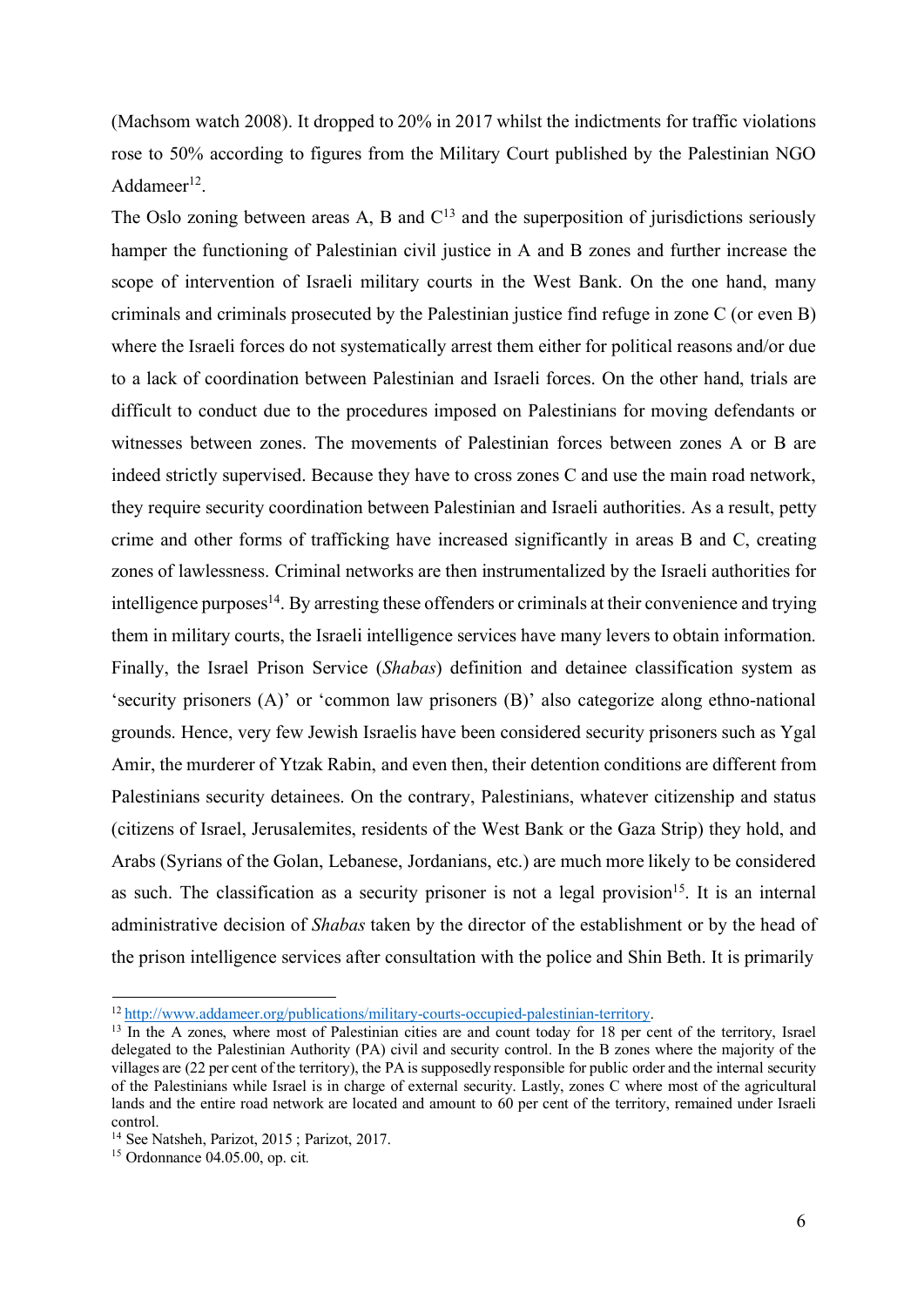(Machsom watch 2008). It dropped to 20% in 2017 whilst the indictments for traffic violations rose to 50% according to figures from the Military Court published by the Palestinian NGO Addameer[12].

The Oslo zoning between areas A, B and C[13] and the superposition of jurisdictions seriously hamper the functioning of Palestinian civil justice in A and B zones and further increase the scope of intervention of Israeli military courts in the West Bank. On the one hand, many criminals and criminals prosecuted by the Palestinian justice find refuge in zone C (or even B) where the Israeli forces do not systematically arrest them either for political reasons and/or due to a lack of coordination between Palestinian and Israeli forces. On the other hand, trials are difficult to conduct due to the procedures imposed on Palestinians for moving defendants or witnesses between zones. The movements of Palestinian forces between zones A or B are indeed strictly supervised. Because they have to cross zones C and use the main road network, they require security coordination between Palestinian and Israeli authorities. As a result, petty crime and other forms of trafficking have increased significantly in areas B and C, creating zones of lawlessness. Criminal networks are then instrumentalized by the Israeli authorities for intelligence purposes[14]. By arresting these offenders or criminals at their convenience and trying them in military courts, the Israeli intelligence services have many levers to obtain information. Finally, the Israel Prison Service (*Shabas*) definition and detainee classification system as 'security prisoners (A)' or 'common law prisoners (B)' also categorize along ethno-national grounds. Hence, very few Jewish Israelis have been considered security prisoners such as Ygal Amir, the murderer of Ytzak Rabin, and even then, their detention conditions are different from Palestinians security detainees. On the contrary, Palestinians, whatever citizenship and status (citizens of Israel, Jerusalemites, residents of the West Bank or the Gaza Strip) they hold, and Arabs (Syrians of the Golan, Lebanese, Jordanians, etc.) are much more likely to be considered as such. The classification as a security prisoner is not a legal provision[15]. It is an internal administrative decision of *Shabas* taken by the director of the establishment or by the head of the prison intelligence services after consultation with the police and Shin Beth. It is primarily

---

[12] http://www.addameer.org/publications/military-courts-occupied-palestinian-territory.

[13] In the A zones, where most of Palestinian cities are and count today for 18 per cent of the territory, Israel delegated to the Palestinian Authority (PA) civil and security control. In the B zones where the majority of the villages are (22 per cent of the territory), the PA is supposedly responsible for public order and the internal security of the Palestinians while Israel is in charge of external security. Lastly, zones C where most of the agricultural lands and the entire road network are located and amount to 60 per cent of the territory, remained under Israeli control.

[14] See Natsheh, Parizot, 2015 ; Parizot, 2017.

[15] Ordonnance 04.05.00, op. cit.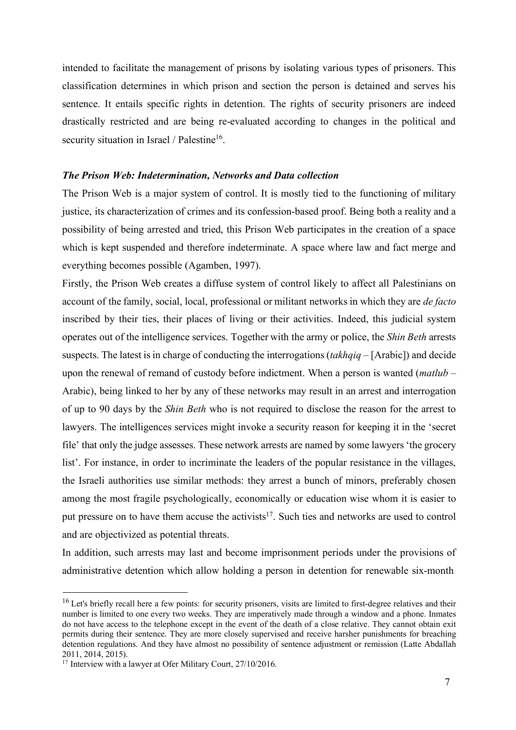intended to facilitate the management of prisons by isolating various types of prisoners. This classification determines in which prison and section the person is detained and serves his sentence. It entails specific rights in detention. The rights of security prisoners are indeed drastically restricted and are being re-evaluated according to changes in the political and security situation in Israel / Palestine[16].

### *The Prison Web: Indetermination, Networks and Data collection*

The Prison Web is a major system of control. It is mostly tied to the functioning of military justice, its characterization of crimes and its confession-based proof. Being both a reality and a possibility of being arrested and tried, this Prison Web participates in the creation of a space which is kept suspended and therefore indeterminate. A space where law and fact merge and everything becomes possible (Agamben, 1997).

Firstly, the Prison Web creates a diffuse system of control likely to affect all Palestinians on account of the family, social, local, professional or militant networks in which they are *de facto* inscribed by their ties, their places of living or their activities. Indeed, this judicial system operates out of the intelligence services. Together with the army or police, the *Shin Beth* arrests suspects. The latest is in charge of conducting the interrogations (*takhqiq* – [Arabic]) and decide upon the renewal of remand of custody before indictment. When a person is wanted (*matlub* – Arabic), being linked to her by any of these networks may result in an arrest and interrogation of up to 90 days by the *Shin Beth* who is not required to disclose the reason for the arrest to lawyers. The intelligences services might invoke a security reason for keeping it in the 'secret file' that only the judge assesses. These network arrests are named by some lawyers 'the grocery list'. For instance, in order to incriminate the leaders of the popular resistance in the villages, the Israeli authorities use similar methods: they arrest a bunch of minors, preferably chosen among the most fragile psychologically, economically or education wise whom it is easier to put pressure on to have them accuse the activists[17]. Such ties and networks are used to control and are objectivized as potential threats.

In addition, such arrests may last and become imprisonment periods under the provisions of administrative detention which allow holding a person in detention for renewable six-month

---

[16] Let's briefly recall here a few points: for security prisoners, visits are limited to first-degree relatives and their number is limited to one every two weeks. They are imperatively made through a window and a phone. Inmates do not have access to the telephone except in the event of the death of a close relative. They cannot obtain exit permits during their sentence. They are more closely supervised and receive harsher punishments for breaching detention regulations. And they have almost no possibility of sentence adjustment or remission (Latte Abdallah 2011, 2014, 2015).

[17] Interview with a lawyer at Ofer Military Court, 27/10/2016.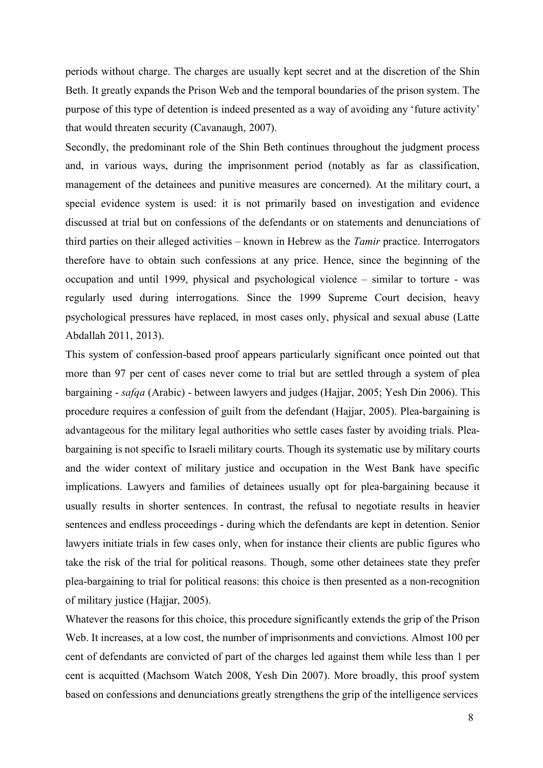periods without charge. The charges are usually kept secret and at the discretion of the Shin Beth. It greatly expands the Prison Web and the temporal boundaries of the prison system. The purpose of this type of detention is indeed presented as a way of avoiding any 'future activity' that would threaten security (Cavanaugh, 2007).

Secondly, the predominant role of the Shin Beth continues throughout the judgment process and, in various ways, during the imprisonment period (notably as far as classification, management of the detainees and punitive measures are concerned). At the military court, a special evidence system is used: it is not primarily based on investigation and evidence discussed at trial but on confessions of the defendants or on statements and denunciations of third parties on their alleged activities – known in Hebrew as the *Tamir* practice. Interrogators therefore have to obtain such confessions at any price. Hence, since the beginning of the occupation and until 1999, physical and psychological violence – similar to torture - was regularly used during interrogations. Since the 1999 Supreme Court decision, heavy psychological pressures have replaced, in most cases only, physical and sexual abuse (Latte Abdallah 2011, 2013).

This system of confession-based proof appears particularly significant once pointed out that more than 97 per cent of cases never come to trial but are settled through a system of plea bargaining - *safqa* (Arabic) - between lawyers and judges (Hajjar, 2005; Yesh Din 2006). This procedure requires a confession of guilt from the defendant (Hajjar, 2005). Plea-bargaining is advantageous for the military legal authorities who settle cases faster by avoiding trials. Plea-bargaining is not specific to Israeli military courts. Though its systematic use by military courts and the wider context of military justice and occupation in the West Bank have specific implications. Lawyers and families of detainees usually opt for plea-bargaining because it usually results in shorter sentences. In contrast, the refusal to negotiate results in heavier sentences and endless proceedings - during which the defendants are kept in detention. Senior lawyers initiate trials in few cases only, when for instance their clients are public figures who take the risk of the trial for political reasons. Though, some other detainees state they prefer plea-bargaining to trial for political reasons: this choice is then presented as a non-recognition of military justice (Hajjar, 2005).

Whatever the reasons for this choice, this procedure significantly extends the grip of the Prison Web. It increases, at a low cost, the number of imprisonments and convictions. Almost 100 per cent of defendants are convicted of part of the charges led against them while less than 1 per cent is acquitted (Machsom Watch 2008, Yesh Din 2007). More broadly, this proof system based on confessions and denunciations greatly strengthens the grip of the intelligence services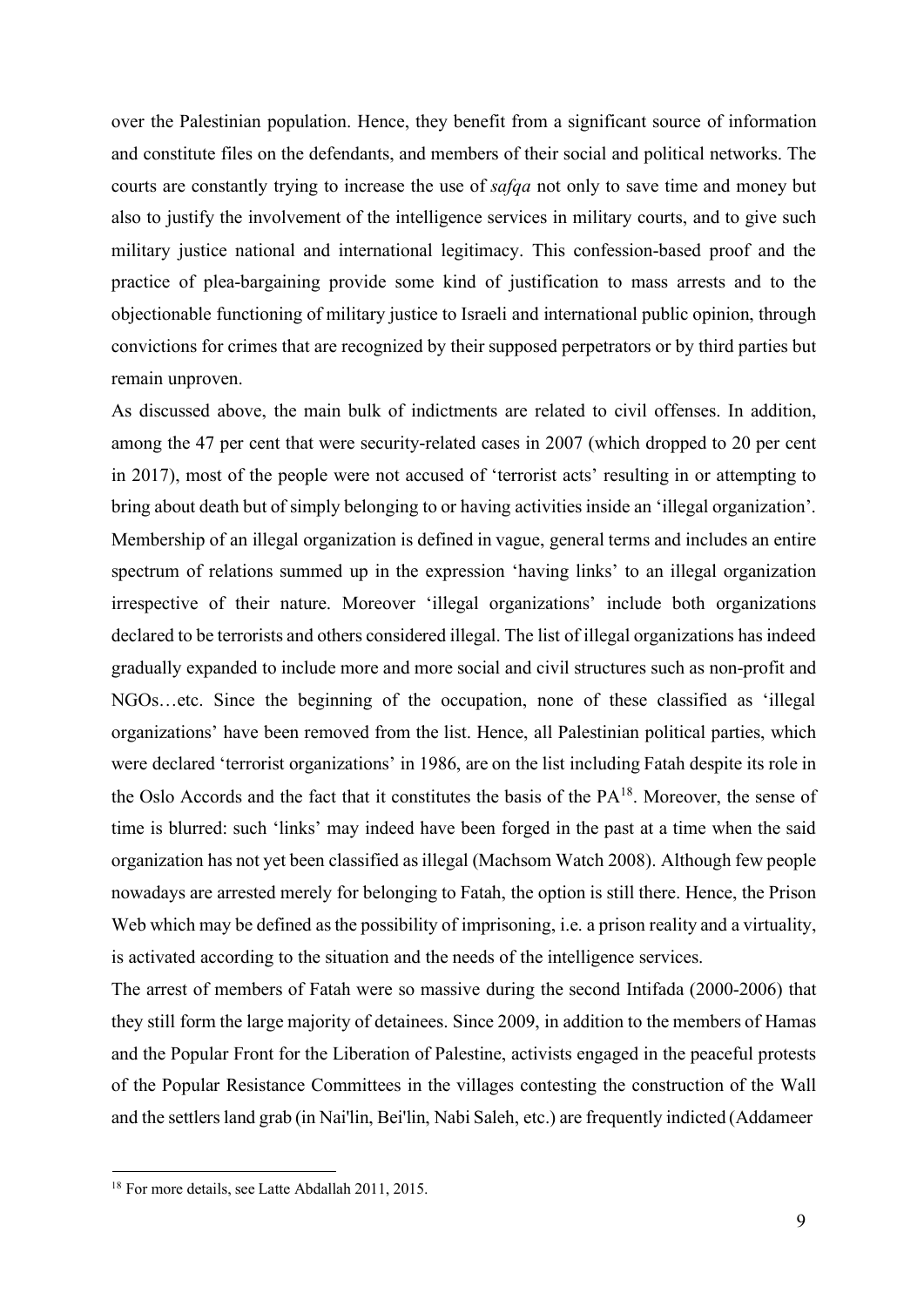over the Palestinian population. Hence, they benefit from a significant source of information and constitute files on the defendants, and members of their social and political networks. The courts are constantly trying to increase the use of *safqa* not only to save time and money but also to justify the involvement of the intelligence services in military courts, and to give such military justice national and international legitimacy. This confession-based proof and the practice of plea-bargaining provide some kind of justification to mass arrests and to the objectionable functioning of military justice to Israeli and international public opinion, through convictions for crimes that are recognized by their supposed perpetrators or by third parties but remain unproven.

As discussed above, the main bulk of indictments are related to civil offenses. In addition, among the 47 per cent that were security-related cases in 2007 (which dropped to 20 per cent in 2017), most of the people were not accused of 'terrorist acts' resulting in or attempting to bring about death but of simply belonging to or having activities inside an 'illegal organization'. Membership of an illegal organization is defined in vague, general terms and includes an entire spectrum of relations summed up in the expression 'having links' to an illegal organization irrespective of their nature. Moreover 'illegal organizations' include both organizations declared to be terrorists and others considered illegal. The list of illegal organizations has indeed gradually expanded to include more and more social and civil structures such as non-profit and NGOs…etc. Since the beginning of the occupation, none of these classified as 'illegal organizations' have been removed from the list. Hence, all Palestinian political parties, which were declared 'terrorist organizations' in 1986, are on the list including Fatah despite its role in the Oslo Accords and the fact that it constitutes the basis of the PA[18]. Moreover, the sense of time is blurred: such 'links' may indeed have been forged in the past at a time when the said organization has not yet been classified as illegal (Machsom Watch 2008). Although few people nowadays are arrested merely for belonging to Fatah, the option is still there. Hence, the Prison Web which may be defined as the possibility of imprisoning, i.e. a prison reality and a virtuality, is activated according to the situation and the needs of the intelligence services.

The arrest of members of Fatah were so massive during the second Intifada (2000-2006) that they still form the large majority of detainees. Since 2009, in addition to the members of Hamas and the Popular Front for the Liberation of Palestine, activists engaged in the peaceful protests of the Popular Resistance Committees in the villages contesting the construction of the Wall and the settlers land grab (in Nai'lin, Bei'lin, Nabi Saleh, etc.) are frequently indicted (Addameer

---

[18] For more details, see Latte Abdallah 2011, 2015.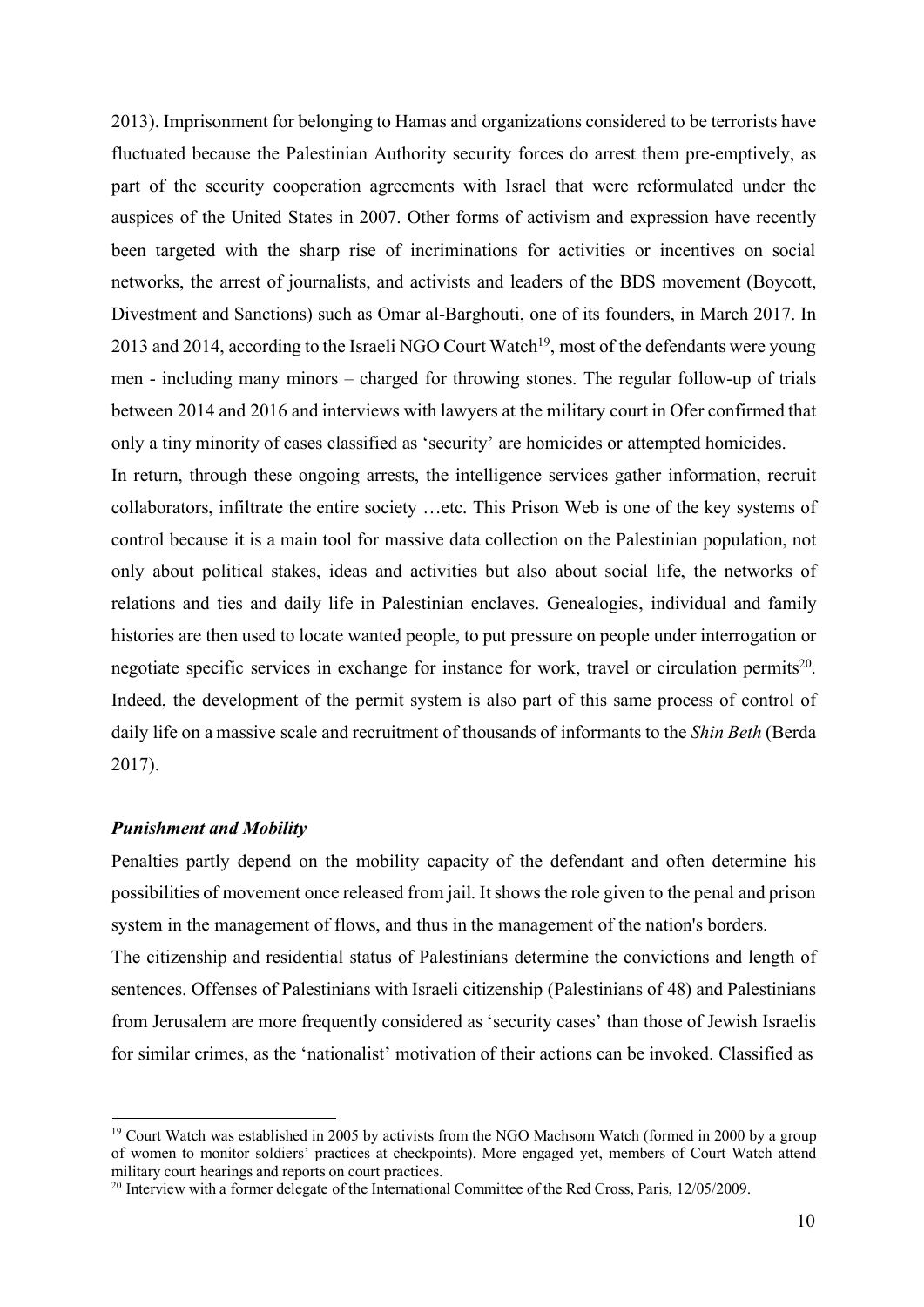2013). Imprisonment for belonging to Hamas and organizations considered to be terrorists have fluctuated because the Palestinian Authority security forces do arrest them pre-emptively, as part of the security cooperation agreements with Israel that were reformulated under the auspices of the United States in 2007. Other forms of activism and expression have recently been targeted with the sharp rise of incriminations for activities or incentives on social networks, the arrest of journalists, and activists and leaders of the BDS movement (Boycott, Divestment and Sanctions) such as Omar al-Barghouti, one of its founders, in March 2017. In 2013 and 2014, according to the Israeli NGO Court Watch[19], most of the defendants were young men - including many minors – charged for throwing stones. The regular follow-up of trials between 2014 and 2016 and interviews with lawyers at the military court in Ofer confirmed that only a tiny minority of cases classified as 'security' are homicides or attempted homicides.

In return, through these ongoing arrests, the intelligence services gather information, recruit collaborators, infiltrate the entire society …etc. This Prison Web is one of the key systems of control because it is a main tool for massive data collection on the Palestinian population, not only about political stakes, ideas and activities but also about social life, the networks of relations and ties and daily life in Palestinian enclaves. Genealogies, individual and family histories are then used to locate wanted people, to put pressure on people under interrogation or negotiate specific services in exchange for instance for work, travel or circulation permits[20]. Indeed, the development of the permit system is also part of this same process of control of daily life on a massive scale and recruitment of thousands of informants to the *Shin Beth* (Berda 2017).

### *Punishment and Mobility*

Penalties partly depend on the mobility capacity of the defendant and often determine his possibilities of movement once released from jail. It shows the role given to the penal and prison system in the management of flows, and thus in the management of the nation's borders.

The citizenship and residential status of Palestinians determine the convictions and length of sentences. Offenses of Palestinians with Israeli citizenship (Palestinians of 48) and Palestinians from Jerusalem are more frequently considered as 'security cases' than those of Jewish Israelis for similar crimes, as the 'nationalist' motivation of their actions can be invoked. Classified as

---

[19] Court Watch was established in 2005 by activists from the NGO Machsom Watch (formed in 2000 by a group of women to monitor soldiers' practices at checkpoints). More engaged yet, members of Court Watch attend military court hearings and reports on court practices.

[20] Interview with a former delegate of the International Committee of the Red Cross, Paris, 12/05/2009.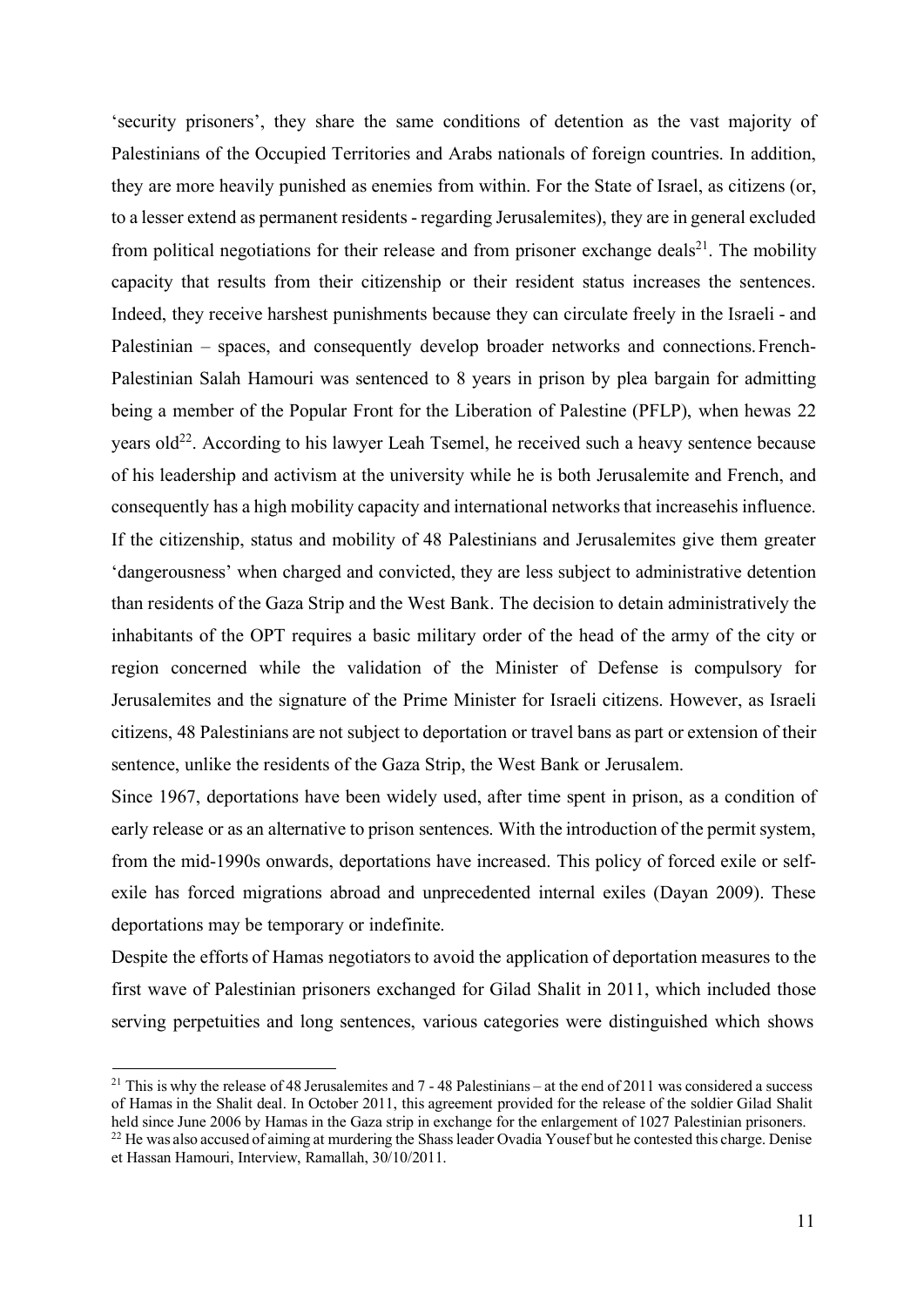'security prisoners', they share the same conditions of detention as the vast majority of Palestinians of the Occupied Territories and Arabs nationals of foreign countries. In addition, they are more heavily punished as enemies from within. For the State of Israel, as citizens (or, to a lesser extend as permanent residents - regarding Jerusalemites), they are in general excluded from political negotiations for their release and from prisoner exchange deals[21]. The mobility capacity that results from their citizenship or their resident status increases the sentences. Indeed, they receive harshest punishments because they can circulate freely in the Israeli - and Palestinian – spaces, and consequently develop broader networks and connections. French-Palestinian Salah Hamouri was sentenced to 8 years in prison by plea bargain for admitting being a member of the Popular Front for the Liberation of Palestine (PFLP), when hewas 22 years old[22]. According to his lawyer Leah Tsemel, he received such a heavy sentence because of his leadership and activism at the university while he is both Jerusalemite and French, and consequently has a high mobility capacity and international networks that increasehis influence. If the citizenship, status and mobility of 48 Palestinians and Jerusalemites give them greater 'dangerousness' when charged and convicted, they are less subject to administrative detention than residents of the Gaza Strip and the West Bank. The decision to detain administratively the inhabitants of the OPT requires a basic military order of the head of the army of the city or region concerned while the validation of the Minister of Defense is compulsory for Jerusalemites and the signature of the Prime Minister for Israeli citizens. However, as Israeli citizens, 48 Palestinians are not subject to deportation or travel bans as part or extension of their sentence, unlike the residents of the Gaza Strip, the West Bank or Jerusalem.

Since 1967, deportations have been widely used, after time spent in prison, as a condition of early release or as an alternative to prison sentences. With the introduction of the permit system, from the mid-1990s onwards, deportations have increased. This policy of forced exile or self-exile has forced migrations abroad and unprecedented internal exiles (Dayan 2009). These deportations may be temporary or indefinite.

Despite the efforts of Hamas negotiators to avoid the application of deportation measures to the first wave of Palestinian prisoners exchanged for Gilad Shalit in 2011, which included those serving perpetuities and long sentences, various categories were distinguished which shows

[21] This is why the release of 48 Jerusalemites and 7 - 48 Palestinians – at the end of 2011 was considered a success of Hamas in the Shalit deal. In October 2011, this agreement provided for the release of the soldier Gilad Shalit held since June 2006 by Hamas in the Gaza strip in exchange for the enlargement of 1027 Palestinian prisoners.

[22] He was also accused of aiming at murdering the Shass leader Ovadia Yousef but he contested this charge. Denise et Hassan Hamouri, Interview, Ramallah, 30/10/2011.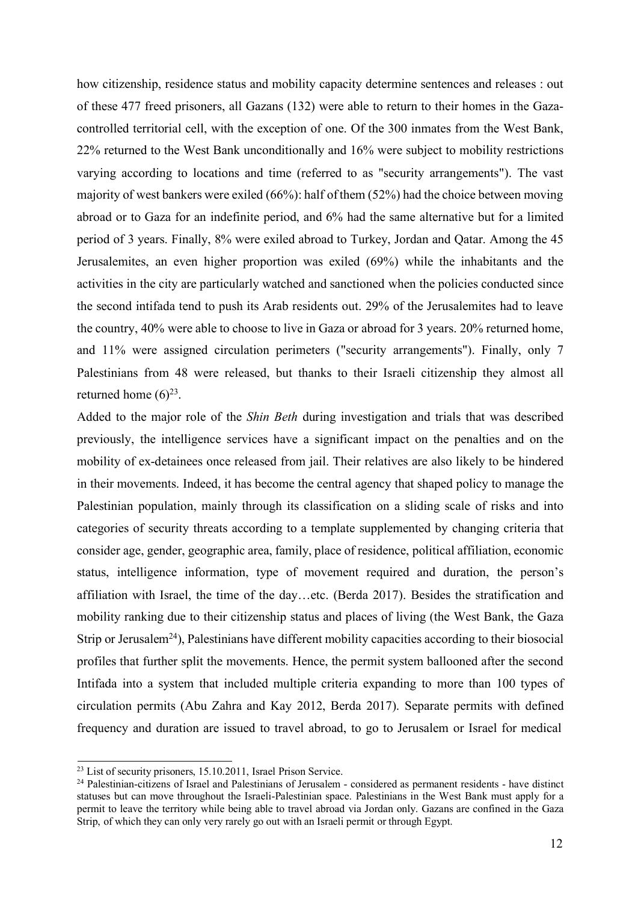how citizenship, residence status and mobility capacity determine sentences and releases : out of these 477 freed prisoners, all Gazans (132) were able to return to their homes in the Gaza-controlled territorial cell, with the exception of one. Of the 300 inmates from the West Bank, 22% returned to the West Bank unconditionally and 16% were subject to mobility restrictions varying according to locations and time (referred to as "security arrangements"). The vast majority of west bankers were exiled (66%): half of them (52%) had the choice between moving abroad or to Gaza for an indefinite period, and 6% had the same alternative but for a limited period of 3 years. Finally, 8% were exiled abroad to Turkey, Jordan and Qatar. Among the 45 Jerusalemites, an even higher proportion was exiled (69%) while the inhabitants and the activities in the city are particularly watched and sanctioned when the policies conducted since the second intifada tend to push its Arab residents out. 29% of the Jerusalemites had to leave the country, 40% were able to choose to live in Gaza or abroad for 3 years. 20% returned home, and 11% were assigned circulation perimeters ("security arrangements"). Finally, only 7 Palestinians from 48 were released, but thanks to their Israeli citizenship they almost all returned home (6)[23].

Added to the major role of the *Shin Beth* during investigation and trials that was described previously, the intelligence services have a significant impact on the penalties and on the mobility of ex-detainees once released from jail. Their relatives are also likely to be hindered in their movements. Indeed, it has become the central agency that shaped policy to manage the Palestinian population, mainly through its classification on a sliding scale of risks and into categories of security threats according to a template supplemented by changing criteria that consider age, gender, geographic area, family, place of residence, political affiliation, economic status, intelligence information, type of movement required and duration, the person's affiliation with Israel, the time of the day…etc. (Berda 2017). Besides the stratification and mobility ranking due to their citizenship status and places of living (the West Bank, the Gaza Strip or Jerusalem[24]), Palestinians have different mobility capacities according to their biosocial profiles that further split the movements. Hence, the permit system ballooned after the second Intifada into a system that included multiple criteria expanding to more than 100 types of circulation permits (Abu Zahra and Kay 2012, Berda 2017). Separate permits with defined frequency and duration are issued to travel abroad, to go to Jerusalem or Israel for medical

[23] List of security prisoners, 15.10.2011, Israel Prison Service.

[24] Palestinian-citizens of Israel and Palestinians of Jerusalem - considered as permanent residents - have distinct statuses but can move throughout the Israeli-Palestinian space. Palestinians in the West Bank must apply for a permit to leave the territory while being able to travel abroad via Jordan only. Gazans are confined in the Gaza Strip, of which they can only very rarely go out with an Israeli permit or through Egypt.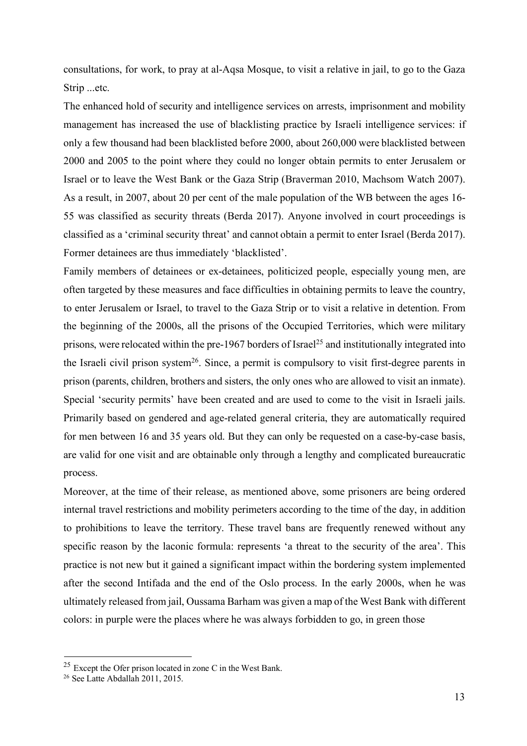consultations, for work, to pray at al-Aqsa Mosque, to visit a relative in jail, to go to the Gaza Strip ...etc.

The enhanced hold of security and intelligence services on arrests, imprisonment and mobility management has increased the use of blacklisting practice by Israeli intelligence services: if only a few thousand had been blacklisted before 2000, about 260,000 were blacklisted between 2000 and 2005 to the point where they could no longer obtain permits to enter Jerusalem or Israel or to leave the West Bank or the Gaza Strip (Braverman 2010, Machsom Watch 2007). As a result, in 2007, about 20 per cent of the male population of the WB between the ages 16-55 was classified as security threats (Berda 2017). Anyone involved in court proceedings is classified as a 'criminal security threat' and cannot obtain a permit to enter Israel (Berda 2017). Former detainees are thus immediately 'blacklisted'.

Family members of detainees or ex-detainees, politicized people, especially young men, are often targeted by these measures and face difficulties in obtaining permits to leave the country, to enter Jerusalem or Israel, to travel to the Gaza Strip or to visit a relative in detention. From the beginning of the 2000s, all the prisons of the Occupied Territories, which were military prisons, were relocated within the pre-1967 borders of Israel[25] and institutionally integrated into the Israeli civil prison system[26]. Since, a permit is compulsory to visit first-degree parents in prison (parents, children, brothers and sisters, the only ones who are allowed to visit an inmate). Special 'security permits' have been created and are used to come to the visit in Israeli jails. Primarily based on gendered and age-related general criteria, they are automatically required for men between 16 and 35 years old. But they can only be requested on a case-by-case basis, are valid for one visit and are obtainable only through a lengthy and complicated bureaucratic process.

Moreover, at the time of their release, as mentioned above, some prisoners are being ordered internal travel restrictions and mobility perimeters according to the time of the day, in addition to prohibitions to leave the territory. These travel bans are frequently renewed without any specific reason by the laconic formula: represents 'a threat to the security of the area'. This practice is not new but it gained a significant impact within the bordering system implemented after the second Intifada and the end of the Oslo process. In the early 2000s, when he was ultimately released from jail, Oussama Barham was given a map of the West Bank with different colors: in purple were the places where he was always forbidden to go, in green those

---

[25] Except the Ofer prison located in zone C in the West Bank.

[26] See Latte Abdallah 2011, 2015.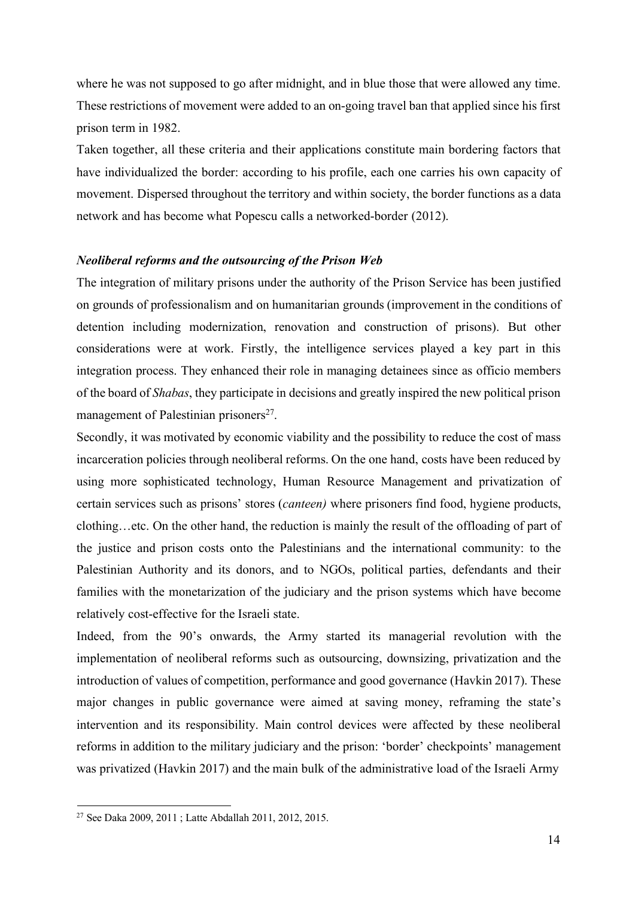where he was not supposed to go after midnight, and in blue those that were allowed any time. These restrictions of movement were added to an on-going travel ban that applied since his first prison term in 1982.

Taken together, all these criteria and their applications constitute main bordering factors that have individualized the border: according to his profile, each one carries his own capacity of movement. Dispersed throughout the territory and within society, the border functions as a data network and has become what Popescu calls a networked-border (2012).

### *Neoliberal reforms and the outsourcing of the Prison Web*

The integration of military prisons under the authority of the Prison Service has been justified on grounds of professionalism and on humanitarian grounds (improvement in the conditions of detention including modernization, renovation and construction of prisons). But other considerations were at work. Firstly, the intelligence services played a key part in this integration process. They enhanced their role in managing detainees since as officio members of the board of *Shabas*, they participate in decisions and greatly inspired the new political prison management of Palestinian prisoners[27].

Secondly, it was motivated by economic viability and the possibility to reduce the cost of mass incarceration policies through neoliberal reforms. On the one hand, costs have been reduced by using more sophisticated technology, Human Resource Management and privatization of certain services such as prisons' stores (*canteen)* where prisoners find food, hygiene products, clothing…etc. On the other hand, the reduction is mainly the result of the offloading of part of the justice and prison costs onto the Palestinians and the international community: to the Palestinian Authority and its donors, and to NGOs, political parties, defendants and their families with the monetarization of the judiciary and the prison systems which have become relatively cost-effective for the Israeli state.

Indeed, from the 90's onwards, the Army started its managerial revolution with the implementation of neoliberal reforms such as outsourcing, downsizing, privatization and the introduction of values of competition, performance and good governance (Havkin 2017). These major changes in public governance were aimed at saving money, reframing the state's intervention and its responsibility. Main control devices were affected by these neoliberal reforms in addition to the military judiciary and the prison: 'border' checkpoints' management was privatized (Havkin 2017) and the main bulk of the administrative load of the Israeli Army

[27] See Daka 2009, 2011 ; Latte Abdallah 2011, 2012, 2015.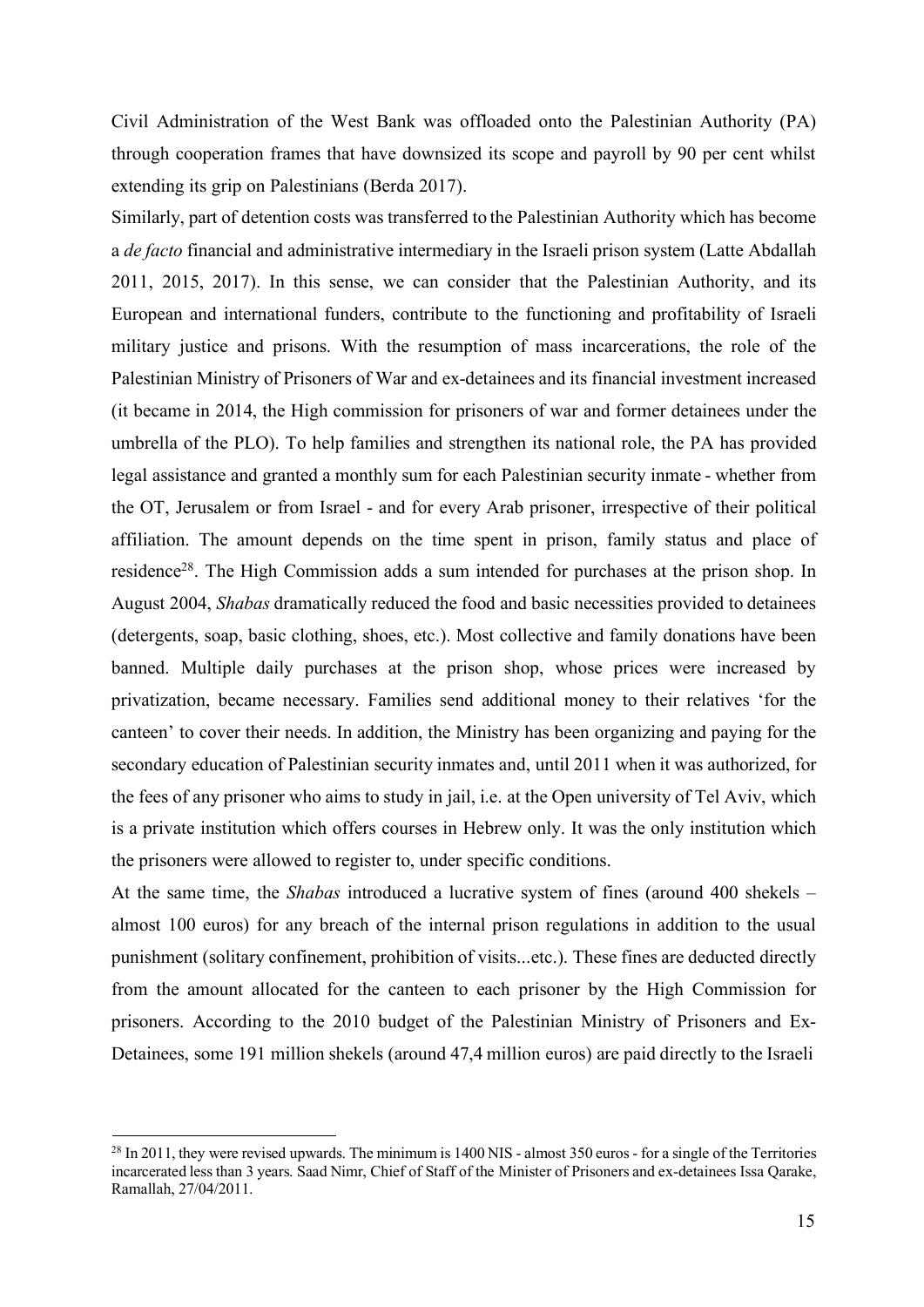Civil Administration of the West Bank was offloaded onto the Palestinian Authority (PA) through cooperation frames that have downsized its scope and payroll by 90 per cent whilst extending its grip on Palestinians (Berda 2017).

Similarly, part of detention costs was transferred to the Palestinian Authority which has become a *de facto* financial and administrative intermediary in the Israeli prison system (Latte Abdallah 2011, 2015, 2017). In this sense, we can consider that the Palestinian Authority, and its European and international funders, contribute to the functioning and profitability of Israeli military justice and prisons. With the resumption of mass incarcerations, the role of the Palestinian Ministry of Prisoners of War and ex-detainees and its financial investment increased (it became in 2014, the High commission for prisoners of war and former detainees under the umbrella of the PLO). To help families and strengthen its national role, the PA has provided legal assistance and granted a monthly sum for each Palestinian security inmate - whether from the OT, Jerusalem or from Israel - and for every Arab prisoner, irrespective of their political affiliation. The amount depends on the time spent in prison, family status and place of residence[28]. The High Commission adds a sum intended for purchases at the prison shop. In August 2004, *Shabas* dramatically reduced the food and basic necessities provided to detainees (detergents, soap, basic clothing, shoes, etc.). Most collective and family donations have been banned. Multiple daily purchases at the prison shop, whose prices were increased by privatization, became necessary. Families send additional money to their relatives 'for the canteen' to cover their needs. In addition, the Ministry has been organizing and paying for the secondary education of Palestinian security inmates and, until 2011 when it was authorized, for the fees of any prisoner who aims to study in jail, i.e. at the Open university of Tel Aviv, which is a private institution which offers courses in Hebrew only. It was the only institution which the prisoners were allowed to register to, under specific conditions.

At the same time, the *Shabas* introduced a lucrative system of fines (around 400 shekels – almost 100 euros) for any breach of the internal prison regulations in addition to the usual punishment (solitary confinement, prohibition of visits...etc.). These fines are deducted directly from the amount allocated for the canteen to each prisoner by the High Commission for prisoners. According to the 2010 budget of the Palestinian Ministry of Prisoners and Ex-Detainees, some 191 million shekels (around 47,4 million euros) are paid directly to the Israeli

[28] In 2011, they were revised upwards. The minimum is 1400 NIS - almost 350 euros - for a single of the Territories incarcerated less than 3 years. Saad Nimr, Chief of Staff of the Minister of Prisoners and ex-detainees Issa Qarake, Ramallah, 27/04/2011.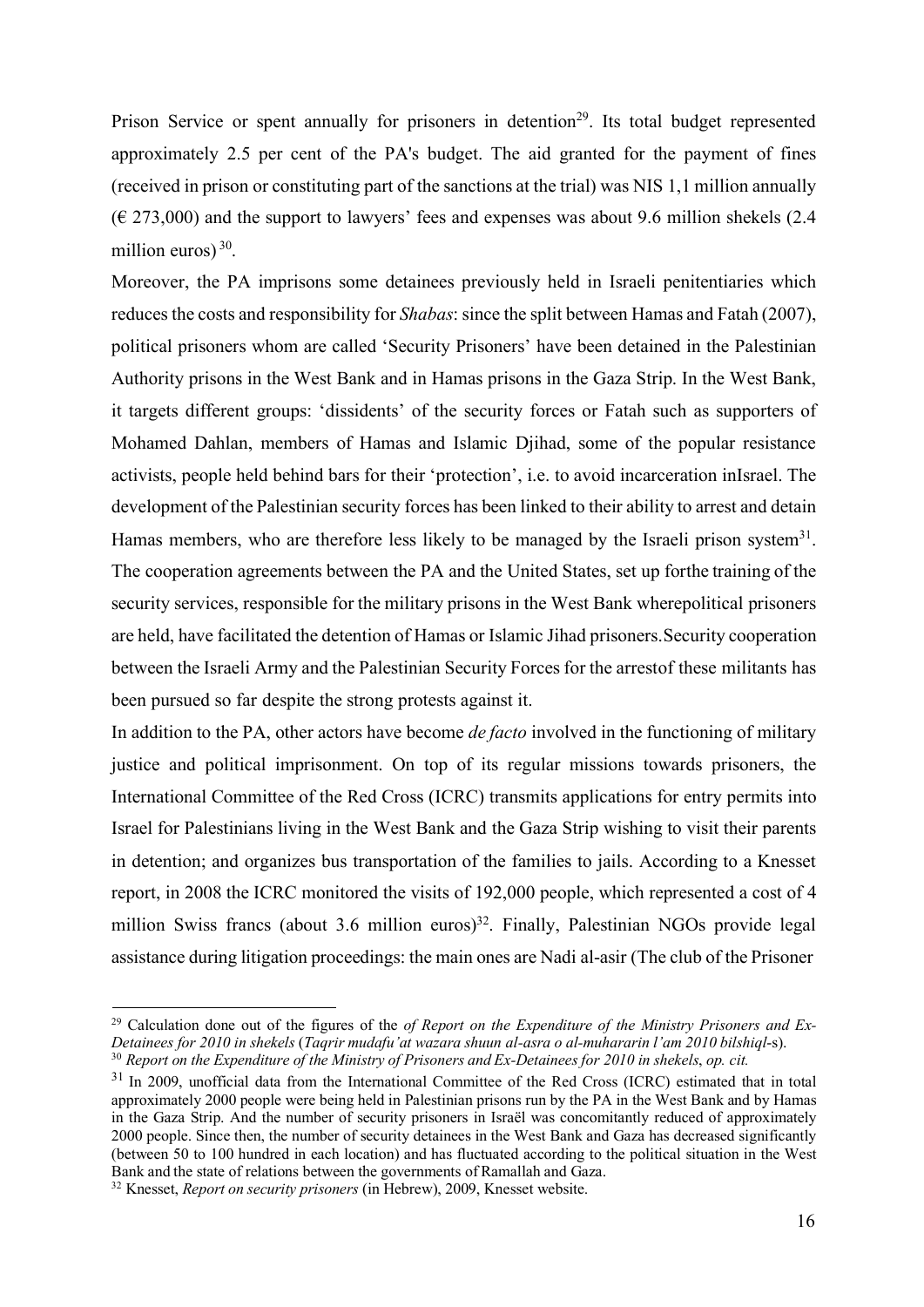Prison Service or spent annually for prisoners in detention[29]. Its total budget represented approximately 2.5 per cent of the PA's budget. The aid granted for the payment of fines (received in prison or constituting part of the sanctions at the trial) was NIS 1,1 million annually (€ 273,000) and the support to lawyers' fees and expenses was about 9.6 million shekels (2.4 million euros)[30].

Moreover, the PA imprisons some detainees previously held in Israeli penitentiaries which reduces the costs and responsibility for *Shabas*: since the split between Hamas and Fatah (2007), political prisoners whom are called 'Security Prisoners' have been detained in the Palestinian Authority prisons in the West Bank and in Hamas prisons in the Gaza Strip. In the West Bank, it targets different groups: 'dissidents' of the security forces or Fatah such as supporters of Mohamed Dahlan, members of Hamas and Islamic Djihad, some of the popular resistance activists, people held behind bars for their 'protection', i.e. to avoid incarceration inIsrael. The development of the Palestinian security forces has been linked to their ability to arrest and detain Hamas members, who are therefore less likely to be managed by the Israeli prison system[31]. The cooperation agreements between the PA and the United States, set up forthe training of the security services, responsible for the military prisons in the West Bank wherepolitical prisoners are held, have facilitated the detention of Hamas or Islamic Jihad prisoners.Security cooperation between the Israeli Army and the Palestinian Security Forces for the arrestof these militants has been pursued so far despite the strong protests against it.

In addition to the PA, other actors have become *de facto* involved in the functioning of military justice and political imprisonment. On top of its regular missions towards prisoners, the International Committee of the Red Cross (ICRC) transmits applications for entry permits into Israel for Palestinians living in the West Bank and the Gaza Strip wishing to visit their parents in detention; and organizes bus transportation of the families to jails. According to a Knesset report, in 2008 the ICRC monitored the visits of 192,000 people, which represented a cost of 4 million Swiss francs (about 3.6 million euros)[32]. Finally, Palestinian NGOs provide legal assistance during litigation proceedings: the main ones are Nadi al-asir (The club of the Prisoner

---

[29] Calculation done out of the figures of the *of Report on the Expenditure of the Ministry Prisoners and Ex-Detainees for 2010 in shekels* (*Taqrir mudafu'at wazara shuun al-asra o al-murarin l'am 2010 bilshiql*-s).

[30] *Report on the Expenditure of the Ministry of Prisoners and Ex-Detainees for 2010 in shekels*, *op. cit.*

[31] In 2009, unofficial data from the International Committee of the Red Cross (ICRC) estimated that in total approximately 2000 people were being held in Palestinian prisons run by the PA in the West Bank and by Hamas in the Gaza Strip. And the number of security prisoners in Israël was concomitantly reduced of approximately 2000 people. Since then, the number of security detainees in the West Bank and Gaza has decreased significantly (between 50 to 100 hundred in each location) and has fluctuated according to the political situation in the West Bank and the state of relations between the governments of Ramallah and Gaza.

[32] Knesset, *Report on security prisoners* (in Hebrew), 2009, Knesset website.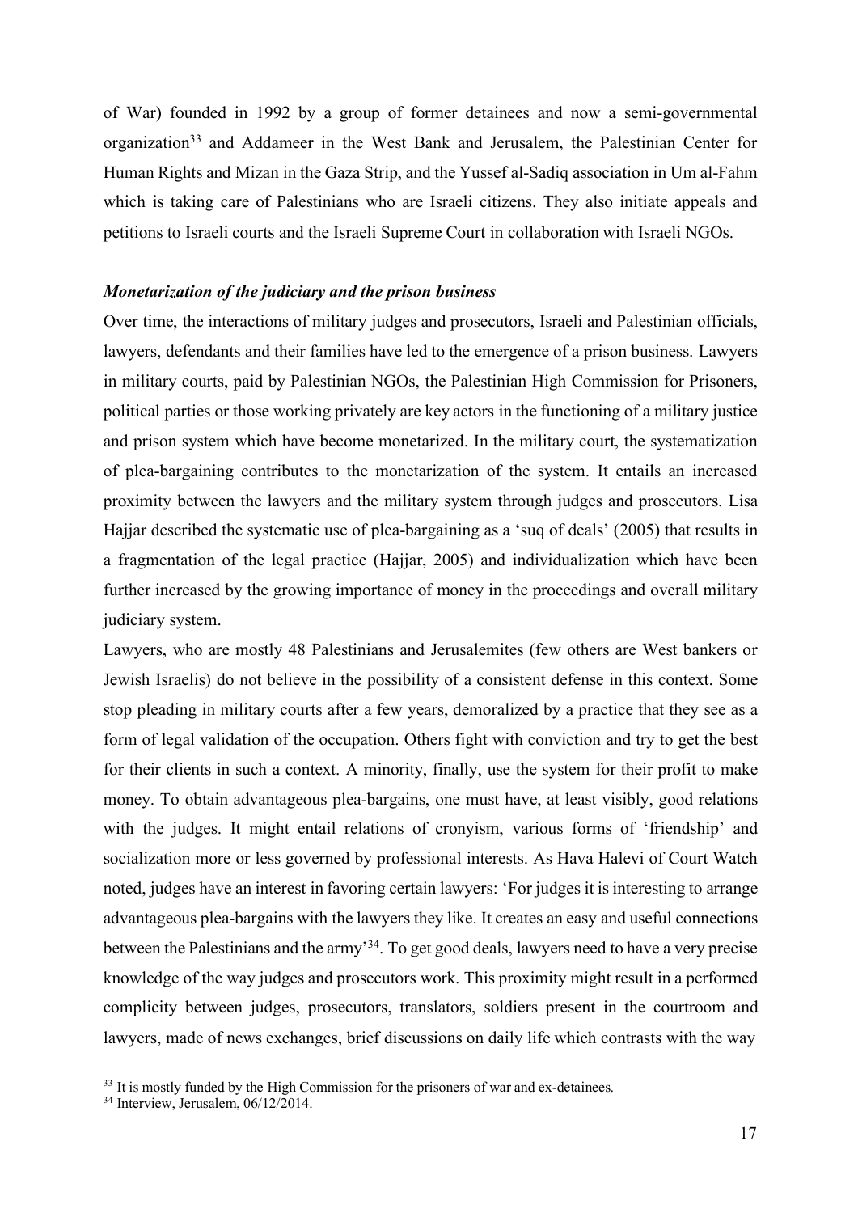of War) founded in 1992 by a group of former detainees and now a semi-governmental organization[33] and Addameer in the West Bank and Jerusalem, the Palestinian Center for Human Rights and Mizan in the Gaza Strip, and the Yussef al-Sadiq association in Um al-Fahm which is taking care of Palestinians who are Israeli citizens. They also initiate appeals and petitions to Israeli courts and the Israeli Supreme Court in collaboration with Israeli NGOs.

***Monetarization of the judiciary and the prison business***

Over time, the interactions of military judges and prosecutors, Israeli and Palestinian officials, lawyers, defendants and their families have led to the emergence of a prison business. Lawyers in military courts, paid by Palestinian NGOs, the Palestinian High Commission for Prisoners, political parties or those working privately are key actors in the functioning of a military justice and prison system which have become monetarized. In the military court, the systematization of plea-bargaining contributes to the monetarization of the system. It entails an increased proximity between the lawyers and the military system through judges and prosecutors. Lisa Hajjar described the systematic use of plea-bargaining as a 'suq of deals' (2005) that results in a fragmentation of the legal practice (Hajjar, 2005) and individualization which have been further increased by the growing importance of money in the proceedings and overall military judiciary system.

Lawyers, who are mostly 48 Palestinians and Jerusalemites (few others are West bankers or Jewish Israelis) do not believe in the possibility of a consistent defense in this context. Some stop pleading in military courts after a few years, demoralized by a practice that they see as a form of legal validation of the occupation. Others fight with conviction and try to get the best for their clients in such a context. A minority, finally, use the system for their profit to make money. To obtain advantageous plea-bargains, one must have, at least visibly, good relations with the judges. It might entail relations of cronyism, various forms of 'friendship' and socialization more or less governed by professional interests. As Hava Halevi of Court Watch noted, judges have an interest in favoring certain lawyers: 'For judges it is interesting to arrange advantageous plea-bargains with the lawyers they like. It creates an easy and useful connections between the Palestinians and the army'[34]. To get good deals, lawyers need to have a very precise knowledge of the way judges and prosecutors work. This proximity might result in a performed complicity between judges, prosecutors, translators, soldiers present in the courtroom and lawyers, made of news exchanges, brief discussions on daily life which contrasts with the way

[33] It is mostly funded by the High Commission for the prisoners of war and ex-detainees.

[34] Interview, Jerusalem, 06/12/2014.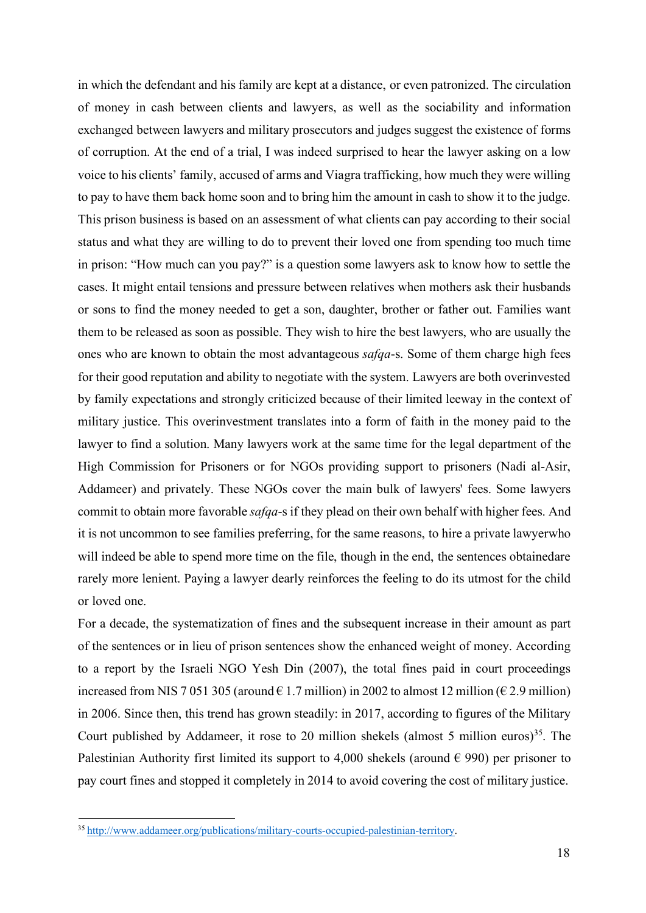in which the defendant and his family are kept at a distance, or even patronized. The circulation of money in cash between clients and lawyers, as well as the sociability and information exchanged between lawyers and military prosecutors and judges suggest the existence of forms of corruption. At the end of a trial, I was indeed surprised to hear the lawyer asking on a low voice to his clients' family, accused of arms and Viagra trafficking, how much they were willing to pay to have them back home soon and to bring him the amount in cash to show it to the judge. This prison business is based on an assessment of what clients can pay according to their social status and what they are willing to do to prevent their loved one from spending too much time in prison: "How much can you pay?" is a question some lawyers ask to know how to settle the cases. It might entail tensions and pressure between relatives when mothers ask their husbands or sons to find the money needed to get a son, daughter, brother or father out. Families want them to be released as soon as possible. They wish to hire the best lawyers, who are usually the ones who are known to obtain the most advantageous *safqa*-s. Some of them charge high fees for their good reputation and ability to negotiate with the system. Lawyers are both overinvested by family expectations and strongly criticized because of their limited leeway in the context of military justice. This overinvestment translates into a form of faith in the money paid to the lawyer to find a solution. Many lawyers work at the same time for the legal department of the High Commission for Prisoners or for NGOs providing support to prisoners (Nadi al-Asir, Addameer) and privately. These NGOs cover the main bulk of lawyers' fees. Some lawyers commit to obtain more favorable *safqa*-s if they plead on their own behalf with higher fees. And it is not uncommon to see families preferring, for the same reasons, to hire a private lawyerwho will indeed be able to spend more time on the file, though in the end, the sentences obtainedare rarely more lenient. Paying a lawyer dearly reinforces the feeling to do its utmost for the child or loved one.

For a decade, the systematization of fines and the subsequent increase in their amount as part of the sentences or in lieu of prison sentences show the enhanced weight of money. According to a report by the Israeli NGO Yesh Din (2007), the total fines paid in court proceedings increased from NIS 7 051 305 (around € 1.7 million) in 2002 to almost 12 million (€ 2.9 million) in 2006. Since then, this trend has grown steadily: in 2017, according to figures of the Military Court published by Addameer, it rose to 20 million shekels (almost 5 million euros)[35]. The Palestinian Authority first limited its support to 4,000 shekels (around € 990) per prisoner to pay court fines and stopped it completely in 2014 to avoid covering the cost of military justice.

---

[35] http://www.addameer.org/publications/military-courts-occupied-palestinian-territory.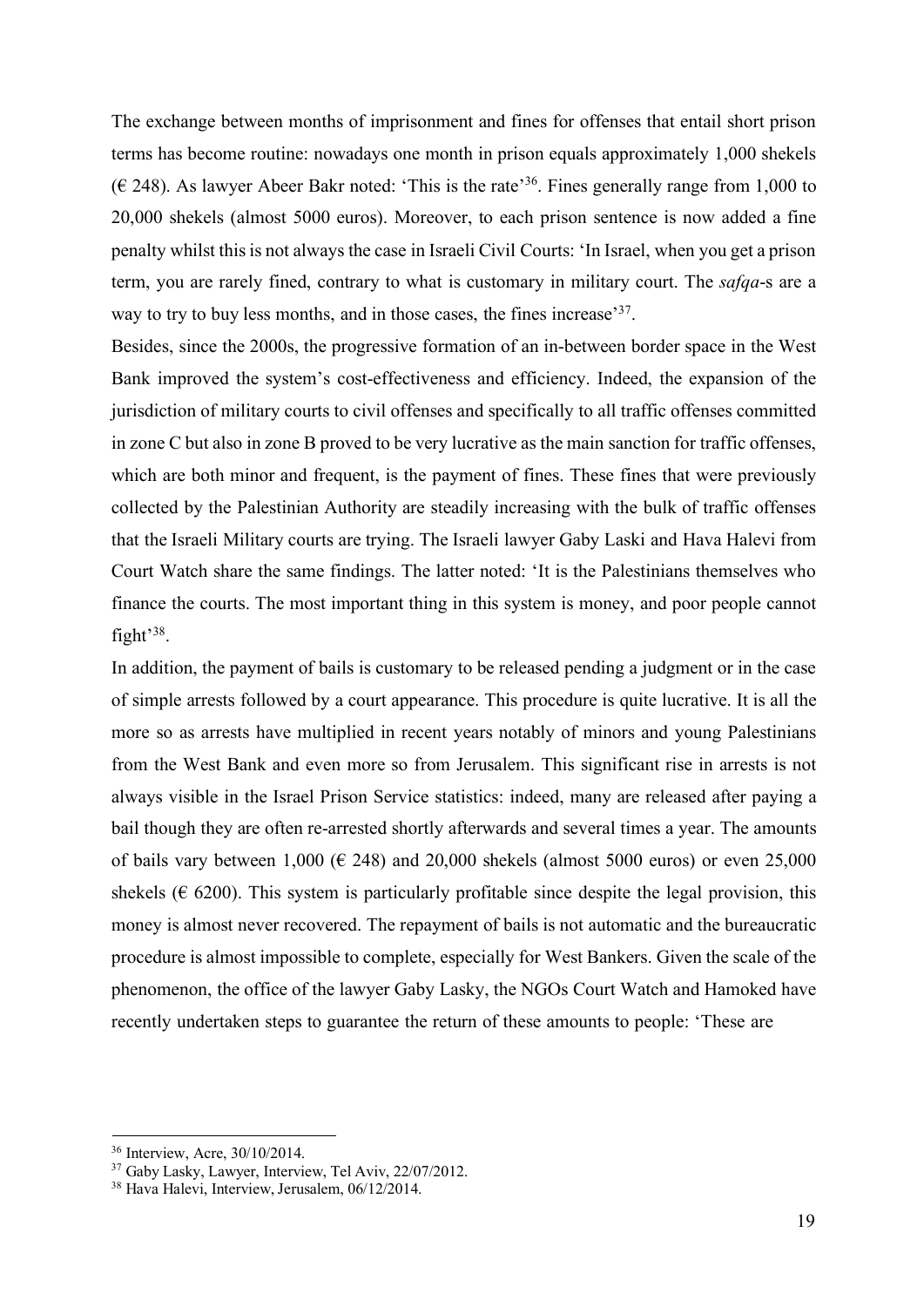The exchange between months of imprisonment and fines for offenses that entail short prison terms has become routine: nowadays one month in prison equals approximately 1,000 shekels (€ 248). As lawyer Abeer Bakr noted: 'This is the rate'[36]. Fines generally range from 1,000 to 20,000 shekels (almost 5000 euros). Moreover, to each prison sentence is now added a fine penalty whilst this is not always the case in Israeli Civil Courts: 'In Israel, when you get a prison term, you are rarely fined, contrary to what is customary in military court. The *safqa*-s are a way to try to buy less months, and in those cases, the fines increase'[37].

Besides, since the 2000s, the progressive formation of an in-between border space in the West Bank improved the system's cost-effectiveness and efficiency. Indeed, the expansion of the jurisdiction of military courts to civil offenses and specifically to all traffic offenses committed in zone C but also in zone B proved to be very lucrative as the main sanction for traffic offenses, which are both minor and frequent, is the payment of fines. These fines that were previously collected by the Palestinian Authority are steadily increasing with the bulk of traffic offenses that the Israeli Military courts are trying. The Israeli lawyer Gaby Laski and Hava Halevi from Court Watch share the same findings. The latter noted: 'It is the Palestinians themselves who finance the courts. The most important thing in this system is money, and poor people cannot fight'[38].

In addition, the payment of bails is customary to be released pending a judgment or in the case of simple arrests followed by a court appearance. This procedure is quite lucrative. It is all the more so as arrests have multiplied in recent years notably of minors and young Palestinians from the West Bank and even more so from Jerusalem. This significant rise in arrests is not always visible in the Israel Prison Service statistics: indeed, many are released after paying a bail though they are often re-arrested shortly afterwards and several times a year. The amounts of bails vary between 1,000 (€ 248) and 20,000 shekels (almost 5000 euros) or even 25,000 shekels (€ 6200). This system is particularly profitable since despite the legal provision, this money is almost never recovered. The repayment of bails is not automatic and the bureaucratic procedure is almost impossible to complete, especially for West Bankers. Given the scale of the phenomenon, the office of the lawyer Gaby Lasky, the NGOs Court Watch and Hamoked have recently undertaken steps to guarantee the return of these amounts to people: 'These are

---

[36] Interview, Acre, 30/10/2014.

[37] Gaby Lasky, Lawyer, Interview, Tel Aviv, 22/07/2012.

[38] Hava Halevi, Interview, Jerusalem, 06/12/2014.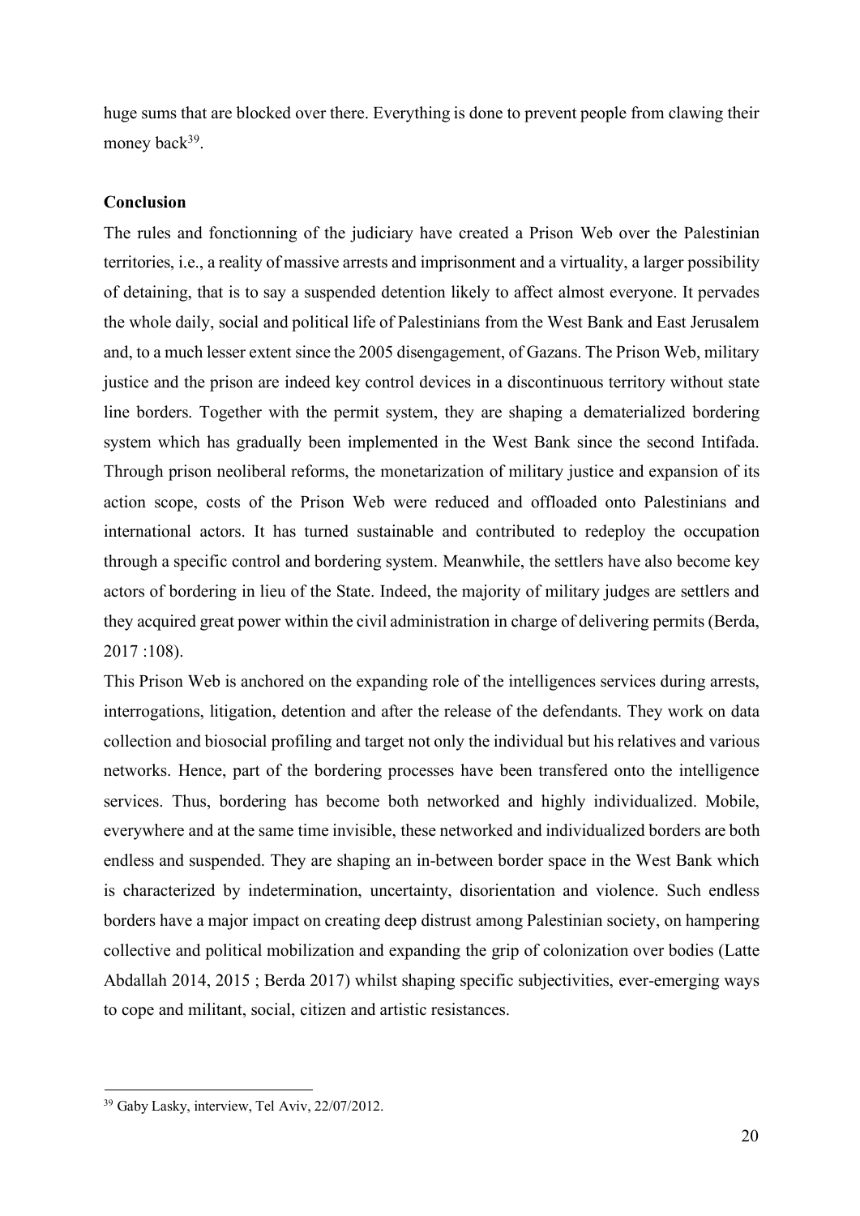huge sums that are blocked over there. Everything is done to prevent people from clawing their money back[39].

**Conclusion**

The rules and fonctionning of the judiciary have created a Prison Web over the Palestinian territories, i.e., a reality of massive arrests and imprisonment and a virtuality, a larger possibility of detaining, that is to say a suspended detention likely to affect almost everyone. It pervades the whole daily, social and political life of Palestinians from the West Bank and East Jerusalem and, to a much lesser extent since the 2005 disengagement, of Gazans. The Prison Web, military justice and the prison are indeed key control devices in a discontinuous territory without state line borders. Together with the permit system, they are shaping a dematerialized bordering system which has gradually been implemented in the West Bank since the second Intifada. Through prison neoliberal reforms, the monetarization of military justice and expansion of its action scope, costs of the Prison Web were reduced and offloaded onto Palestinians and international actors. It has turned sustainable and contributed to redeploy the occupation through a specific control and bordering system. Meanwhile, the settlers have also become key actors of bordering in lieu of the State. Indeed, the majority of military judges are settlers and they acquired great power within the civil administration in charge of delivering permits (Berda, 2017 :108).

This Prison Web is anchored on the expanding role of the intelligences services during arrests, interrogations, litigation, detention and after the release of the defendants. They work on data collection and biosocial profiling and target not only the individual but his relatives and various networks. Hence, part of the bordering processes have been transfered onto the intelligence services. Thus, bordering has become both networked and highly individualized. Mobile, everywhere and at the same time invisible, these networked and individualized borders are both endless and suspended. They are shaping an in-between border space in the West Bank which is characterized by indetermination, uncertainty, disorientation and violence. Such endless borders have a major impact on creating deep distrust among Palestinian society, on hampering collective and political mobilization and expanding the grip of colonization over bodies (Latte Abdallah 2014, 2015 ; Berda 2017) whilst shaping specific subjectivities, ever-emerging ways to cope and militant, social, citizen and artistic resistances.

---

[39] Gaby Lasky, interview, Tel Aviv, 22/07/2012.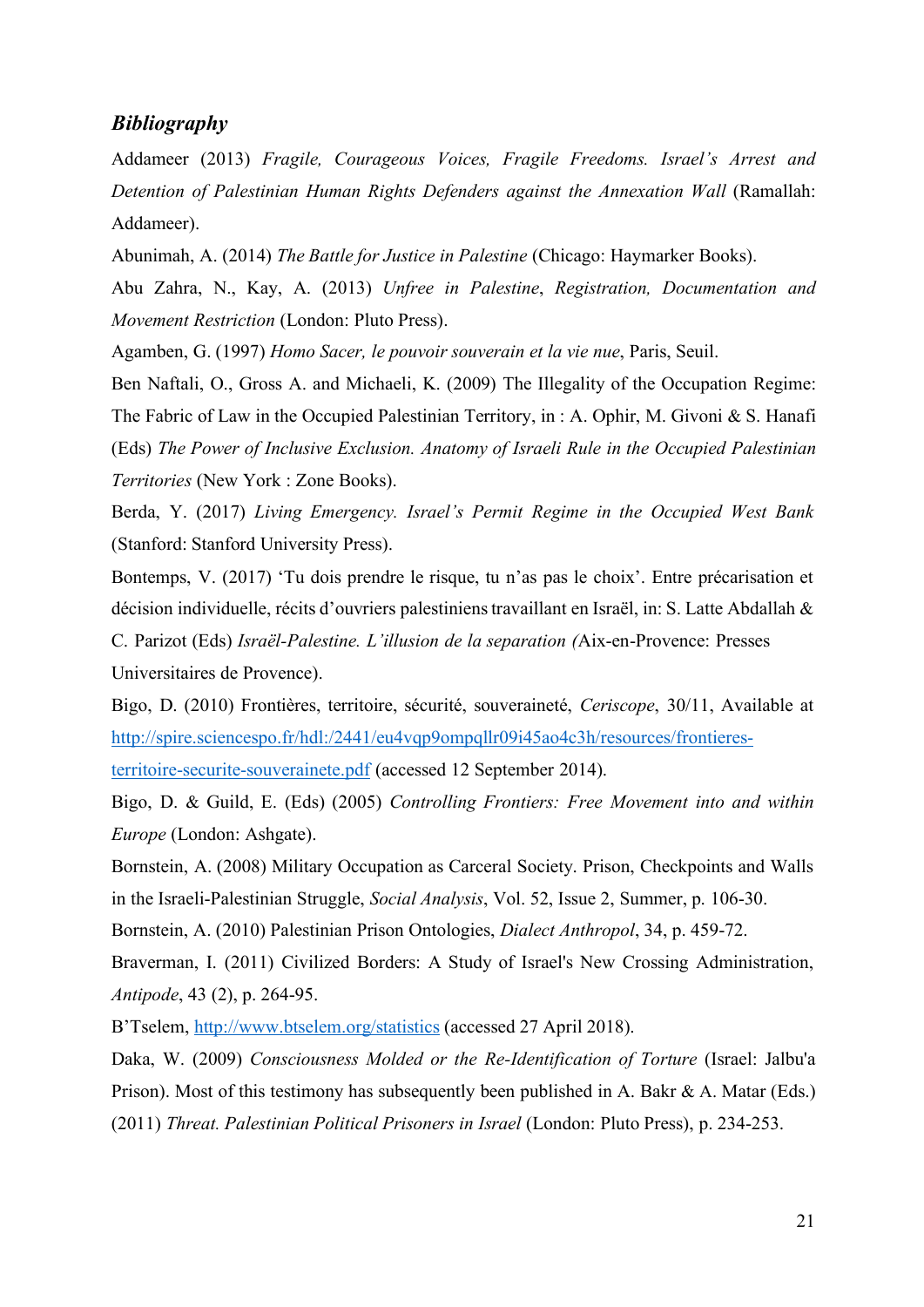## *Bibliography*

Addameer (2013) *Fragile, Courageous Voices, Fragile Freedoms. Israel's Arrest and Detention of Palestinian Human Rights Defenders against the Annexation Wall* (Ramallah: Addameer).

Abunimah, A. (2014) *The Battle for Justice in Palestine* (Chicago: Haymarker Books).

Abu Zahra, N., Kay, A. (2013) *Unfree in Palestine*, *Registration, Documentation and Movement Restriction* (London: Pluto Press).

Agamben, G. (1997) *Homo Sacer, le pouvoir souverain et la vie nue*, Paris, Seuil.

Ben Naftali, O., Gross A. and Michaeli, K. (2009) The Illegality of the Occupation Regime: The Fabric of Law in the Occupied Palestinian Territory, in : A. Ophir, M. Givoni & S. Hanafi (Eds) *The Power of Inclusive Exclusion. Anatomy of Israeli Rule in the Occupied Palestinian Territories* (New York : Zone Books).

Berda, Y. (2017) *Living Emergency. Israel's Permit Regime in the Occupied West Bank* (Stanford: Stanford University Press).

Bontemps, V. (2017) 'Tu dois prendre le risque, tu n'as pas le choix'. Entre précarisation et décision individuelle, récits d'ouvriers palestiniens travaillant en Israël, in: S. Latte Abdallah & C. Parizot (Eds) *Israël-Palestine. L'illusion de la separation (*Aix-en-Provence: Presses Universitaires de Provence).

Bigo, D. (2010) Frontières, territoire, sécurité, souveraineté, *Ceriscope*, 30/11, Available at [http://spire.sciencespo.fr/hdl:/2441/eu4vqp9ompqllr09i45ao4c3h/resources/frontieres-territoire-securite-souverainete.pdf](http://spire.sciencespo.fr/hdl:/2441/eu4vqp9ompqllr09i45ao4c3h/resources/frontieres-territoire-securite-souverainete.pdf) (accessed 12 September 2014).

Bigo, D. & Guild, E. (Eds) (2005) *Controlling Frontiers: Free Movement into and within Europe* (London: Ashgate).

Bornstein, A. (2008) Military Occupation as Carceral Society. Prison, Checkpoints and Walls in the Israeli-Palestinian Struggle, *Social Analysis*, Vol. 52, Issue 2, Summer, p. 106-30.

Bornstein, A. (2010) Palestinian Prison Ontologies, *Dialect Anthropol*, 34, p. 459-72.

Braverman, I. (2011) Civilized Borders: A Study of Israel's New Crossing Administration, *Antipode*, 43 (2), p. 264-95.

B'Tselem, [http://www.btselem.org/statistics](http://www.btselem.org/statistics) (accessed 27 April 2018).

Daka, W. (2009) *Consciousness Molded or the Re-Identification of Torture* (Israel: Jalbu'a Prison). Most of this testimony has subsequently been published in A. Bakr & A. Matar (Eds.) (2011) *Threat. Palestinian Political Prisoners in Israel* (London: Pluto Press), p. 234-253.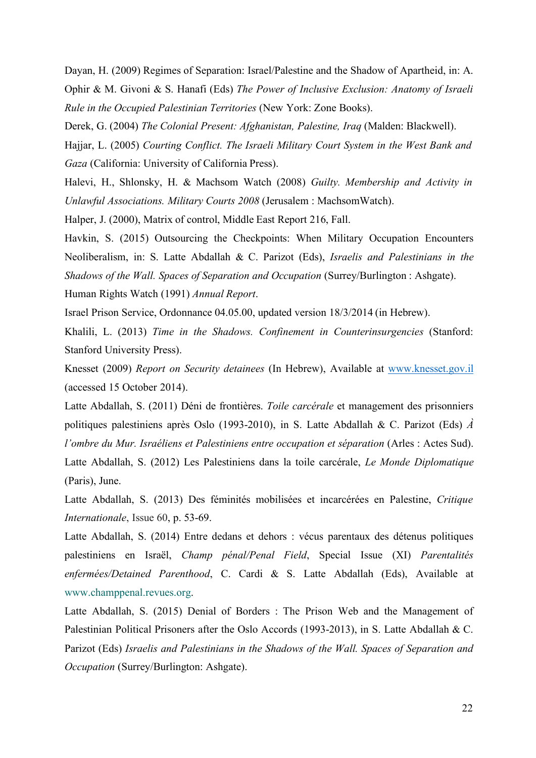Dayan, H. (2009) Regimes of Separation: Israel/Palestine and the Shadow of Apartheid, in: A. Ophir & M. Givoni & S. Hanafi (Eds) *The Power of Inclusive Exclusion: Anatomy of Israeli Rule in the Occupied Palestinian Territories* (New York: Zone Books).

Derek, G. (2004) *The Colonial Present: Afghanistan, Palestine, Iraq* (Malden: Blackwell).

Hajjar, L. (2005) *Courting Conflict. The Israeli Military Court System in the West Bank and Gaza* (California: University of California Press).

Halevi, H., Shlonsky, H. & Machsom Watch (2008) *Guilty. Membership and Activity in Unlawful Associations. Military Courts 2008* (Jerusalem : MachsomWatch).

Halper, J. (2000), Matrix of control, Middle East Report 216, Fall.

Havkin, S. (2015) Outsourcing the Checkpoints: When Military Occupation Encounters Neoliberalism, in: S. Latte Abdallah & C. Parizot (Eds), *Israelis and Palestinians in the Shadows of the Wall. Spaces of Separation and Occupation* (Surrey/Burlington : Ashgate).

Human Rights Watch (1991) *Annual Report*.

Israel Prison Service, Ordonnance 04.05.00, updated version 18/3/2014 (in Hebrew).

Khalili, L. (2013) *Time in the Shadows. Confinement in Counterinsurgencies* (Stanford: Stanford University Press).

Knesset (2009) *Report on Security detainees* (In Hebrew), Available at [www.knesset.gov.il](http://www.knesset.gov.il) (accessed 15 October 2014).

Latte Abdallah, S. (2011) Déni de frontières. *Toile carcérale* et management des prisonniers politiques palestiniens après Oslo (1993-2010), in S. Latte Abdallah & C. Parizot (Eds) *À l'ombre du Mur. Israéliens et Palestiniens entre occupation et séparation* (Arles : Actes Sud).

Latte Abdallah, S. (2012) Les Palestiniens dans la toile carcérale, *Le Monde Diplomatique* (Paris), June.

Latte Abdallah, S. (2013) Des féminités mobilisées et incarcérées en Palestine, *Critique Internationale*, Issue 60, p. 53-69.

Latte Abdallah, S. (2014) Entre dedans et dehors : vécus parentaux des détenus politiques palestiniens en Israël, *Champ pénal/Penal Field*, Special Issue (XI) *Parentalités enfermées/Detained Parenthood*, C. Cardi & S. Latte Abdallah (Eds), Available at www.champpenal.revues.org.

Latte Abdallah, S. (2015) Denial of Borders : The Prison Web and the Management of Palestinian Political Prisoners after the Oslo Accords (1993-2013), in S. Latte Abdallah & C. Parizot (Eds) *Israelis and Palestinians in the Shadows of the Wall. Spaces of Separation and Occupation* (Surrey/Burlington: Ashgate).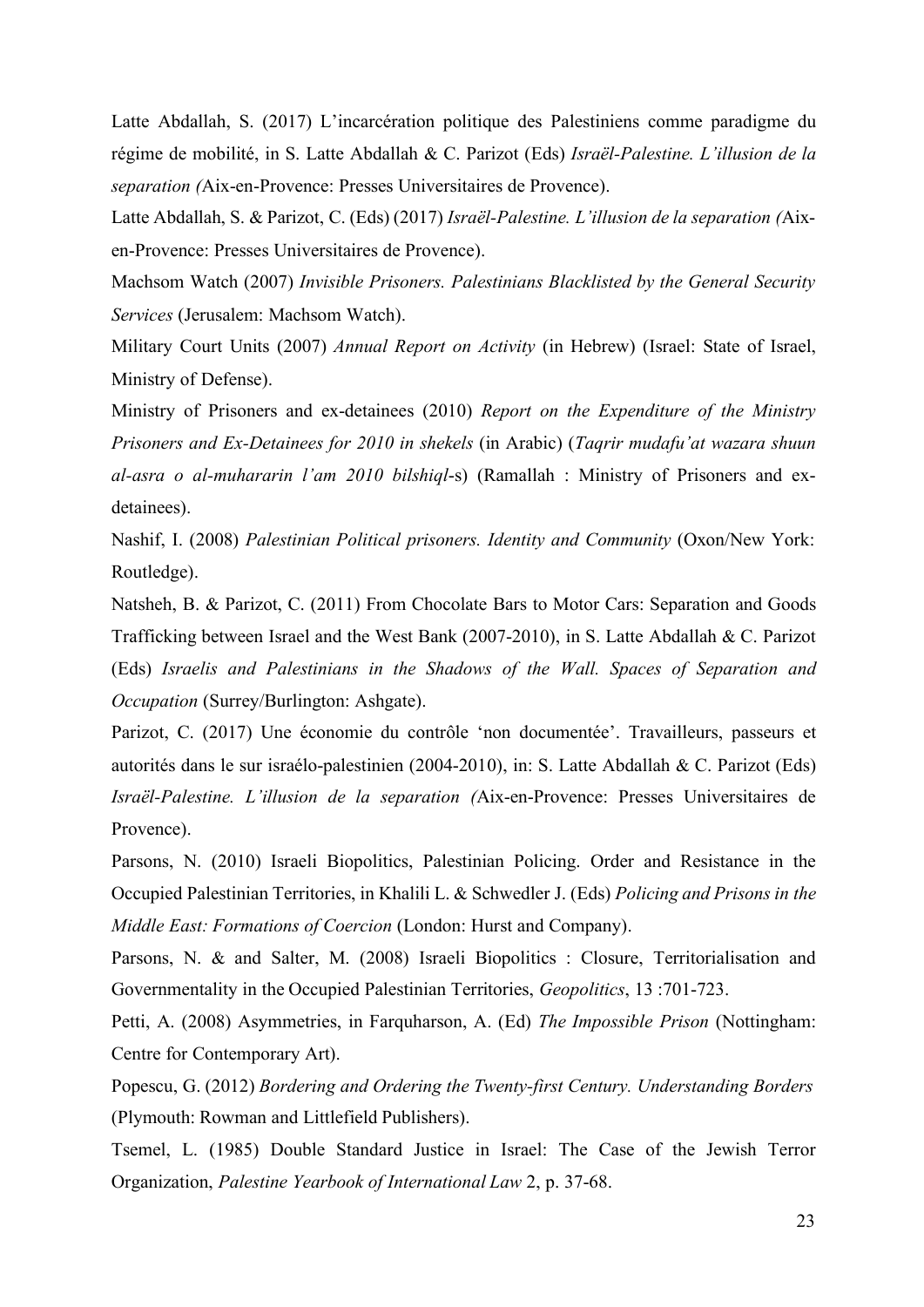Latte Abdallah, S. (2017) L'incarcération politique des Palestiniens comme paradigme du régime de mobilité, in S. Latte Abdallah & C. Parizot (Eds) *Israël-Palestine. L'illusion de la separation (*Aix-en-Provence: Presses Universitaires de Provence).

Latte Abdallah, S. & Parizot, C. (Eds) (2017) *Israël-Palestine. L'illusion de la separation (*Aix-en-Provence: Presses Universitaires de Provence).

Machsom Watch (2007) *Invisible Prisoners. Palestinians Blacklisted by the General Security Services* (Jerusalem: Machsom Watch).

Military Court Units (2007) *Annual Report on Activity* (in Hebrew) (Israel: State of Israel, Ministry of Defense).

Ministry of Prisoners and ex-detainees (2010) *Report on the Expenditure of the Ministry Prisoners and Ex-Detainees for 2010 in shekels* (in Arabic) (*Taqrir mudafu'at wazara shuun al-asra o al-muhararin l'am 2010 bilshiql*-s) (Ramallah : Ministry of Prisoners and ex-detainees).

Nashif, I. (2008) *Palestinian Political prisoners. Identity and Community* (Oxon/New York: Routledge).

Natsheh, B. & Parizot, C. (2011) From Chocolate Bars to Motor Cars: Separation and Goods Trafficking between Israel and the West Bank (2007-2010), in S. Latte Abdallah & C. Parizot (Eds) *Israelis and Palestinians in the Shadows of the Wall. Spaces of Separation and Occupation* (Surrey/Burlington: Ashgate).

Parizot, C. (2017) Une économie du contrôle 'non documentée'. Travailleurs, passeurs et autorités dans le sur israélo-palestinien (2004-2010), in: S. Latte Abdallah & C. Parizot (Eds) *Israël-Palestine. L'illusion de la separation (*Aix-en-Provence: Presses Universitaires de Provence).

Parsons, N. (2010) Israeli Biopolitics, Palestinian Policing. Order and Resistance in the Occupied Palestinian Territories, in Khalili L. & Schwedler J. (Eds) *Policing and Prisons in the Middle East: Formations of Coercion* (London: Hurst and Company).

Parsons, N. & and Salter, M. (2008) Israeli Biopolitics : Closure, Territorialisation and Governmentality in the Occupied Palestinian Territories, *Geopolitics*, 13 :701-723.

Petti, A. (2008) Asymmetries, in Farquharson, A. (Ed) *The Impossible Prison* (Nottingham: Centre for Contemporary Art).

Popescu, G. (2012) *Bordering and Ordering the Twenty-first Century. Understanding Borders* (Plymouth: Rowman and Littlefield Publishers).

Tsemel, L. (1985) Double Standard Justice in Israel: The Case of the Jewish Terror Organization, *Palestine Yearbook of International Law* 2, p. 37-68.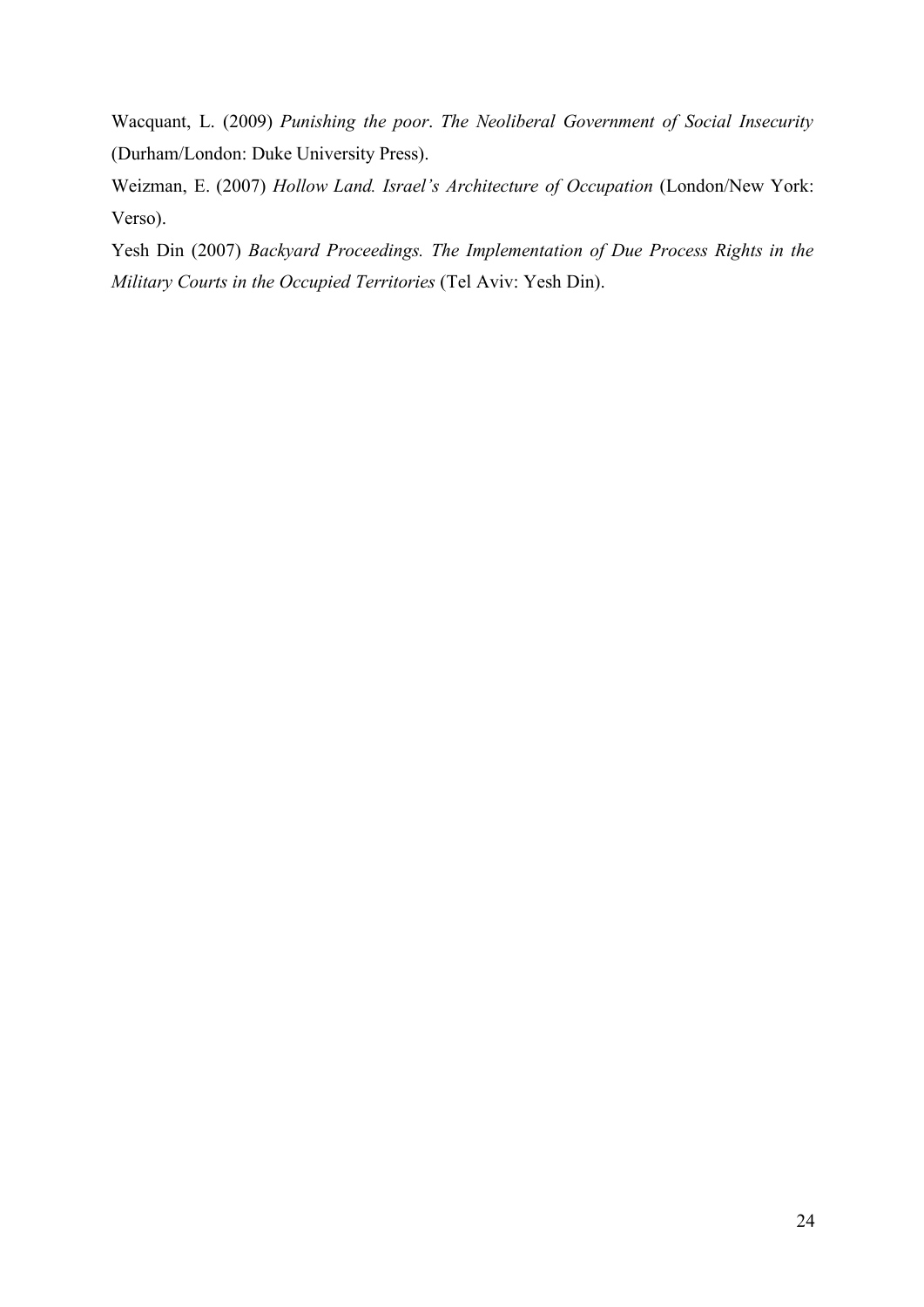Wacquant, L. (2009) *Punishing the poor*. *The Neoliberal Government of Social Insecurity* (Durham/London: Duke University Press).

Weizman, E. (2007) *Hollow Land. Israel's Architecture of Occupation* (London/New York: Verso).

Yesh Din (2007) *Backyard Proceedings. The Implementation of Due Process Rights in the Military Courts in the Occupied Territories* (Tel Aviv: Yesh Din).